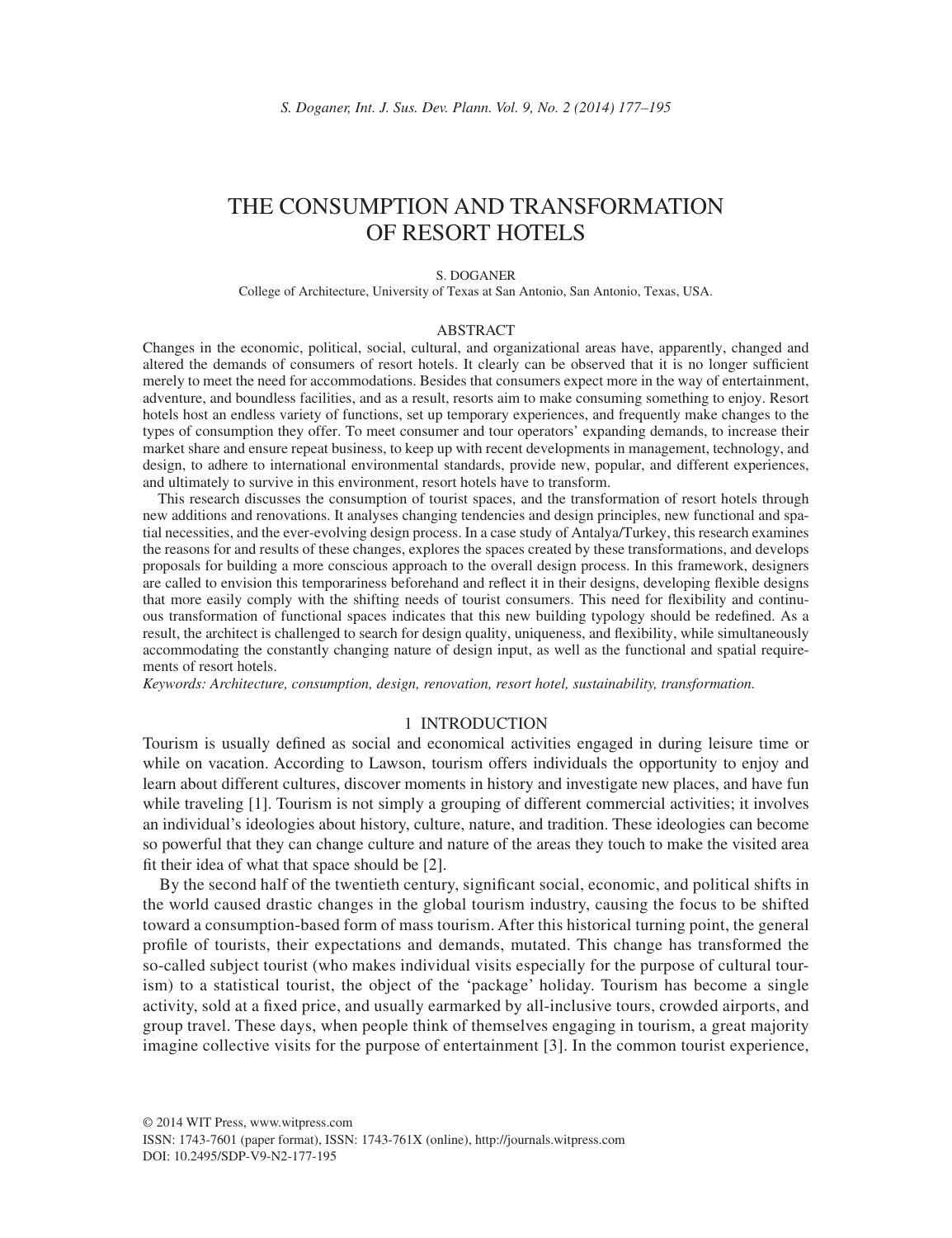# THE CONSUMPTION AND TRANSFORMATION OF RESORT HOTELS

S. DOGANER

College of Architecture, University of Texas at San Antonio, San Antonio, Texas, USA.

## ABSTRACT

Changes in the economic, political, social, cultural, and organizational areas have, apparently, changed and altered the demands of consumers of resort hotels. It clearly can be observed that it is no longer sufficient merely to meet the need for accommodations. Besides that consumers expect more in the way of entertainment, adventure, and boundless facilities, and as a result, resorts aim to make consuming something to enjoy. Resort hotels host an endless variety of functions, set up temporary experiences, and frequently make changes to the types of consumption they offer. To meet consumer and tour operators' expanding demands, to increase their market share and ensure repeat business, to keep up with recent developments in management, technology, and design, to adhere to international environmental standards, provide new, popular, and different experiences, and ultimately to survive in this environment, resort hotels have to transform.

This research discusses the consumption of tourist spaces, and the transformation of resort hotels through new additions and renovations. It analyses changing tendencies and design principles, new functional and spatial necessities, and the ever-evolving design process. In a case study of Antalya/Turkey, this research examines the reasons for and results of these changes, explores the spaces created by these transformations, and develops proposals for building a more conscious approach to the overall design process. In this framework, designers are called to envision this temporariness beforehand and reflect it in their designs, developing flexible designs that more easily comply with the shifting needs of tourist consumers. This need for flexibility and continuous transformation of functional spaces indicates that this new building typology should be redefined. As a result, the architect is challenged to search for design quality, uniqueness, and flexibility, while simultaneously accommodating the constantly changing nature of design input, as well as the functional and spatial requirements of resort hotels.

*Keywords: Architecture, consumption, design, renovation, resort hotel, sustainability, transformation.*

## 1 INTRODUCTION

Tourism is usually defined as social and economical activities engaged in during leisure time or while on vacation. According to Lawson, tourism offers individuals the opportunity to enjoy and learn about different cultures, discover moments in history and investigate new places, and have fun while traveling [1]. Tourism is not simply a grouping of different commercial activities; it involves an individual's ideologies about history, culture, nature, and tradition. These ideologies can become so powerful that they can change culture and nature of the areas they touch to make the visited area fit their idea of what that space should be [2].

By the second half of the twentieth century, significant social, economic, and political shifts in the world caused drastic changes in the global tourism industry, causing the focus to be shifted toward a consumption-based form of mass tourism. After this historical turning point, the general profile of tourists, their expectations and demands, mutated. This change has transformed the so-called subject tourist (who makes individual visits especially for the purpose of cultural tourism) to a statistical tourist, the object of the 'package' holiday. Tourism has become a single activity, sold at a fixed price, and usually earmarked by all-inclusive tours, crowded airports, and group travel. These days, when people think of themselves engaging in tourism, a great majority imagine collective visits for the purpose of entertainment [3]. In the common tourist experience,

© 2014 WIT Press, www.witpress.com
ISSN: 1743-7601 (paper format), ISSN: 1743-761X (online), http://journals.witpress.com
DOI: 10.2495/SDP-V9-N2-177-195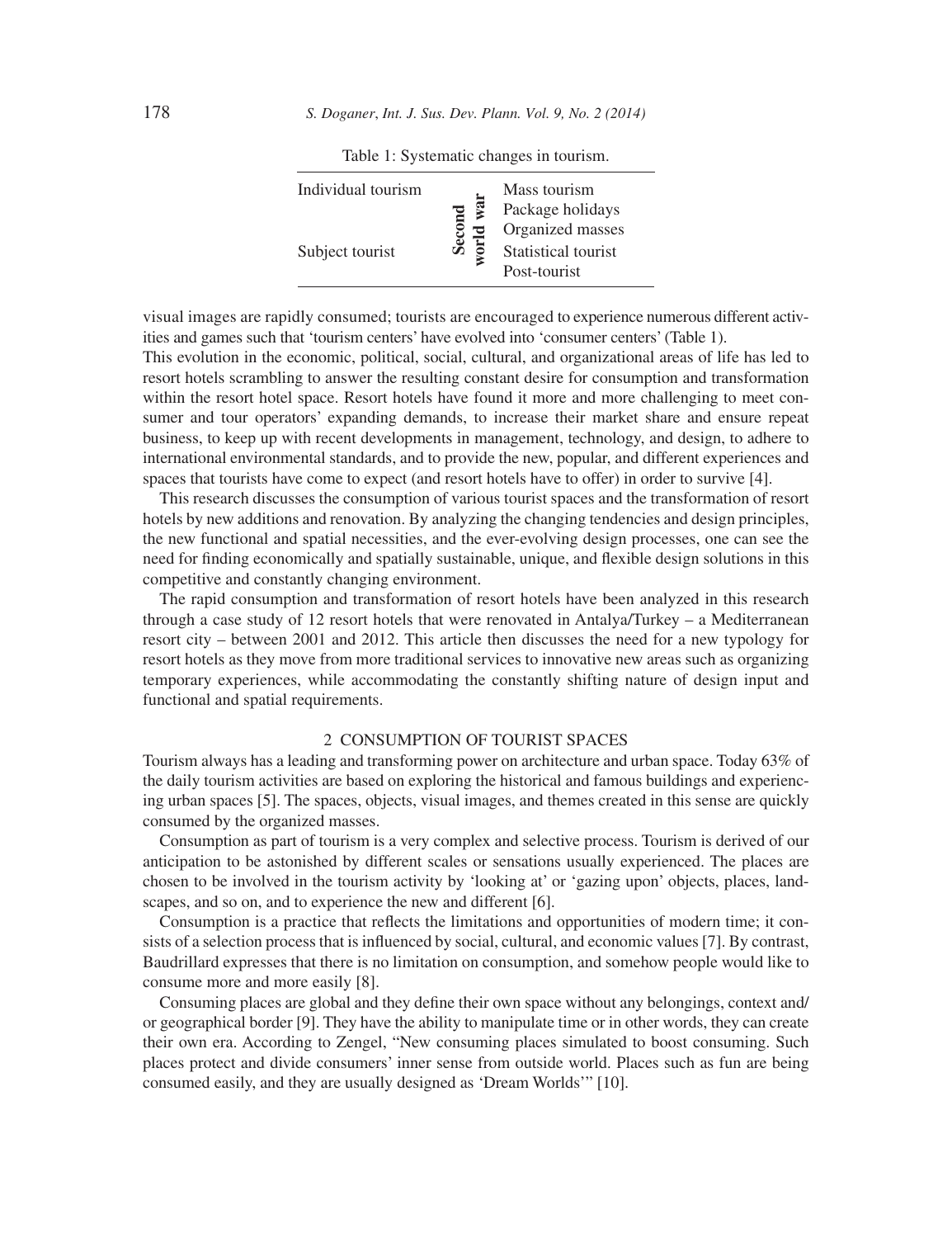Table 1: Systematic changes in tourism.

| | | |
|---|---|---|
| Individual tourism | Second world war | Mass tourism<br>Package holidays<br>Organized masses |
| Subject tourist | | Statistical tourist<br>Post-tourist |

visual images are rapidly consumed; tourists are encouraged to experience numerous different activities and games such that 'tourism centers' have evolved into 'consumer centers' (Table 1).

This evolution in the economic, political, social, cultural, and organizational areas of life has led to resort hotels scrambling to answer the resulting constant desire for consumption and transformation within the resort hotel space. Resort hotels have found it more and more challenging to meet consumer and tour operators' expanding demands, to increase their market share and ensure repeat business, to keep up with recent developments in management, technology, and design, to adhere to international environmental standards, and to provide the new, popular, and different experiences and spaces that tourists have come to expect (and resort hotels have to offer) in order to survive [4].

This research discusses the consumption of various tourist spaces and the transformation of resort hotels by new additions and renovation. By analyzing the changing tendencies and design principles, the new functional and spatial necessities, and the ever-evolving design processes, one can see the need for finding economically and spatially sustainable, unique, and flexible design solutions in this competitive and constantly changing environment.

The rapid consumption and transformation of resort hotels have been analyzed in this research through a case study of 12 resort hotels that were renovated in Antalya/Turkey – a Mediterranean resort city – between 2001 and 2012. This article then discusses the need for a new typology for resort hotels as they move from more traditional services to innovative new areas such as organizing temporary experiences, while accommodating the constantly shifting nature of design input and functional and spatial requirements.

## 2 CONSUMPTION OF TOURIST SPACES

Tourism always has a leading and transforming power on architecture and urban space. Today 63% of the daily tourism activities are based on exploring the historical and famous buildings and experiencing urban spaces [5]. The spaces, objects, visual images, and themes created in this sense are quickly consumed by the organized masses.

Consumption as part of tourism is a very complex and selective process. Tourism is derived of our anticipation to be astonished by different scales or sensations usually experienced. The places are chosen to be involved in the tourism activity by 'looking at' or 'gazing upon' objects, places, landscapes, and so on, and to experience the new and different [6].

Consumption is a practice that reflects the limitations and opportunities of modern time; it consists of a selection process that is influenced by social, cultural, and economic values [7]. By contrast, Baudrillard expresses that there is no limitation on consumption, and somehow people would like to consume more and more easily [8].

Consuming places are global and they define their own space without any belongings, context and/or geographical border [9]. They have the ability to manipulate time or in other words, they can create their own era. According to Zengel, "New consuming places simulated to boost consuming. Such places protect and divide consumers' inner sense from outside world. Places such as fun are being consumed easily, and they are usually designed as 'Dream Worlds'" [10].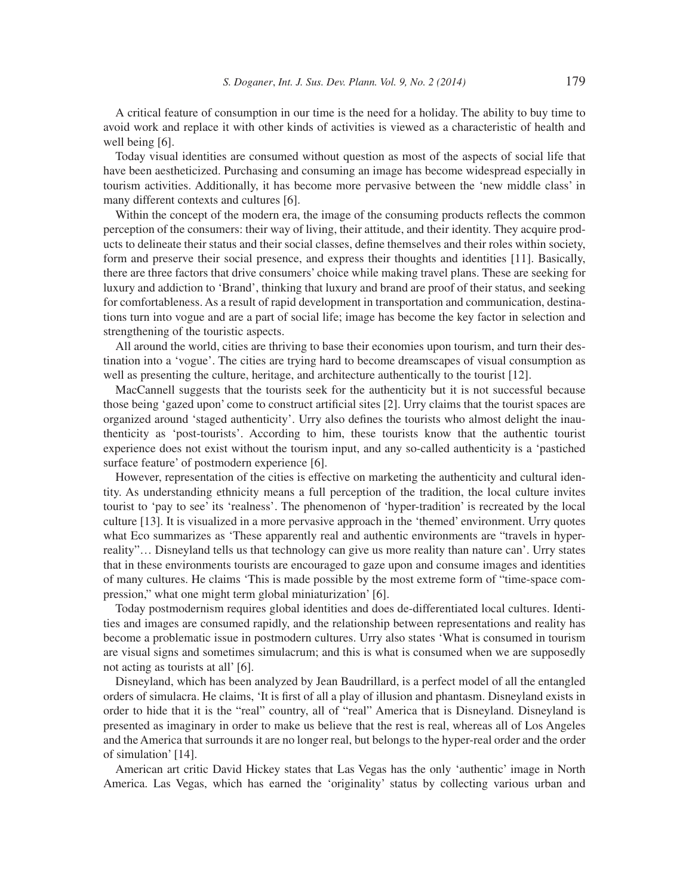A critical feature of consumption in our time is the need for a holiday. The ability to buy time to avoid work and replace it with other kinds of activities is viewed as a characteristic of health and well being [6].

Today visual identities are consumed without question as most of the aspects of social life that have been aestheticized. Purchasing and consuming an image has become widespread especially in tourism activities. Additionally, it has become more pervasive between the 'new middle class' in many different contexts and cultures [6].

Within the concept of the modern era, the image of the consuming products reflects the common perception of the consumers: their way of living, their attitude, and their identity. They acquire products to delineate their status and their social classes, define themselves and their roles within society, form and preserve their social presence, and express their thoughts and identities [11]. Basically, there are three factors that drive consumers' choice while making travel plans. These are seeking for luxury and addiction to 'Brand', thinking that luxury and brand are proof of their status, and seeking for comfortableness. As a result of rapid development in transportation and communication, destinations turn into vogue and are a part of social life; image has become the key factor in selection and strengthening of the touristic aspects.

All around the world, cities are thriving to base their economies upon tourism, and turn their destination into a 'vogue'. The cities are trying hard to become dreamscapes of visual consumption as well as presenting the culture, heritage, and architecture authentically to the tourist [12].

MacCannell suggests that the tourists seek for the authenticity but it is not successful because those being 'gazed upon' come to construct artificial sites [2]. Urry claims that the tourist spaces are organized around 'staged authenticity'. Urry also defines the tourists who almost delight the inauthenticity as 'post-tourists'. According to him, these tourists know that the authentic tourist experience does not exist without the tourism input, and any so-called authenticity is a 'pastiched surface feature' of postmodern experience [6].

However, representation of the cities is effective on marketing the authenticity and cultural identity. As understanding ethnicity means a full perception of the tradition, the local culture invites tourist to 'pay to see' its 'realness'. The phenomenon of 'hyper-tradition' is recreated by the local culture [13]. It is visualized in a more pervasive approach in the 'themed' environment. Urry quotes what Eco summarizes as 'These apparently real and authentic environments are "travels in hyperreality"… Disneyland tells us that technology can give us more reality than nature can'. Urry states that in these environments tourists are encouraged to gaze upon and consume images and identities of many cultures. He claims 'This is made possible by the most extreme form of "time-space compression," what one might term global miniaturization' [6].

Today postmodernism requires global identities and does de-differentiated local cultures. Identities and images are consumed rapidly, and the relationship between representations and reality has become a problematic issue in postmodern cultures. Urry also states 'What is consumed in tourism are visual signs and sometimes simulacrum; and this is what is consumed when we are supposedly not acting as tourists at all' [6].

Disneyland, which has been analyzed by Jean Baudrillard, is a perfect model of all the entangled orders of simulacra. He claims, 'It is first of all a play of illusion and phantasm. Disneyland exists in order to hide that it is the "real" country, all of "real" America that is Disneyland. Disneyland is presented as imaginary in order to make us believe that the rest is real, whereas all of Los Angeles and the America that surrounds it are no longer real, but belongs to the hyper-real order and the order of simulation' [14].

American art critic David Hickey states that Las Vegas has the only 'authentic' image in North America. Las Vegas, which has earned the 'originality' status by collecting various urban and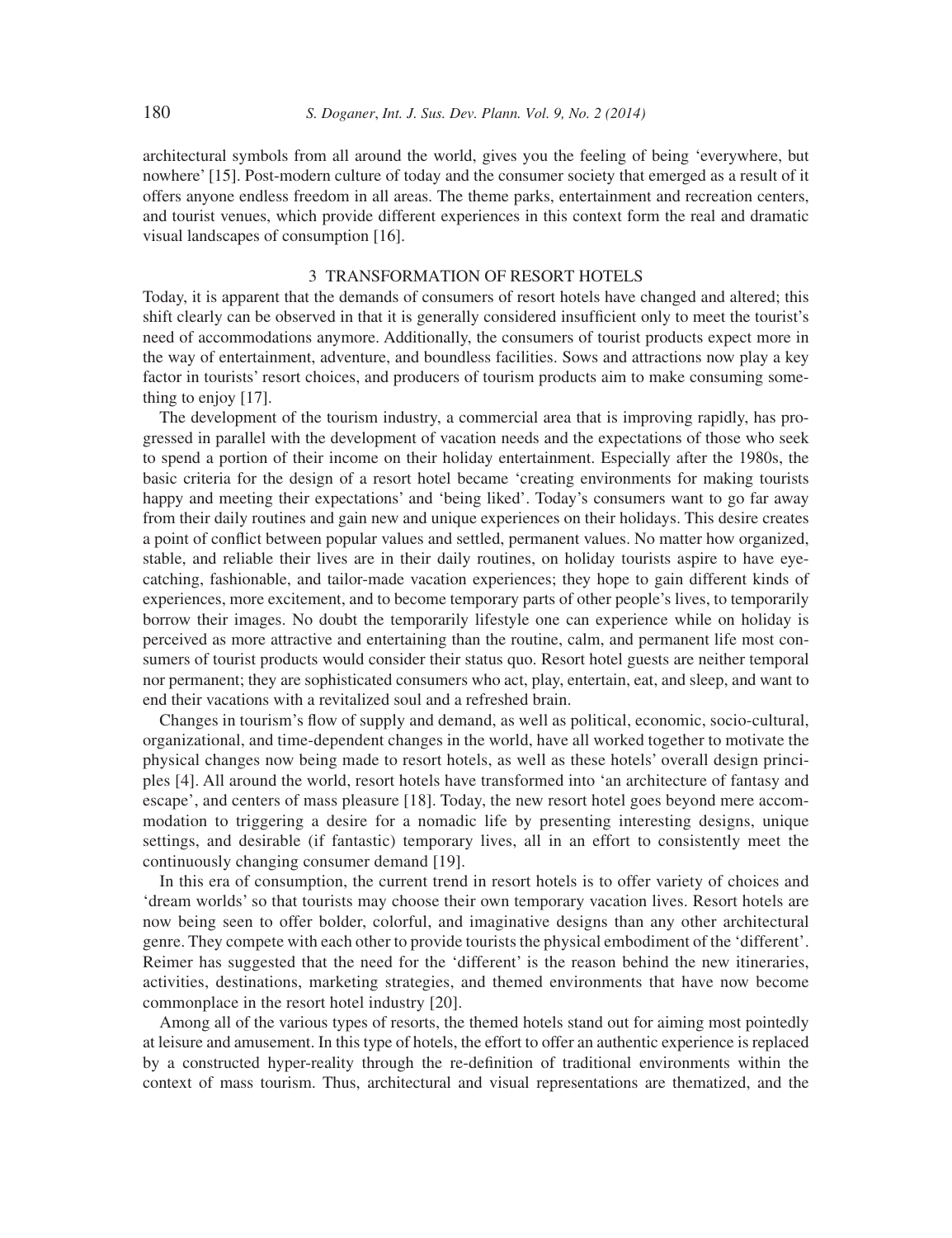architectural symbols from all around the world, gives you the feeling of being 'everywhere, but nowhere' [15]. Post-modern culture of today and the consumer society that emerged as a result of it offers anyone endless freedom in all areas. The theme parks, entertainment and recreation centers, and tourist venues, which provide different experiences in this context form the real and dramatic visual landscapes of consumption [16].

## 3 TRANSFORMATION OF RESORT HOTELS

Today, it is apparent that the demands of consumers of resort hotels have changed and altered; this shift clearly can be observed in that it is generally considered insufficient only to meet the tourist's need of accommodations anymore. Additionally, the consumers of tourist products expect more in the way of entertainment, adventure, and boundless facilities. Sows and attractions now play a key factor in tourists' resort choices, and producers of tourism products aim to make consuming something to enjoy [17].

The development of the tourism industry, a commercial area that is improving rapidly, has progressed in parallel with the development of vacation needs and the expectations of those who seek to spend a portion of their income on their holiday entertainment. Especially after the 1980s, the basic criteria for the design of a resort hotel became 'creating environments for making tourists happy and meeting their expectations' and 'being liked'. Today's consumers want to go far away from their daily routines and gain new and unique experiences on their holidays. This desire creates a point of conflict between popular values and settled, permanent values. No matter how organized, stable, and reliable their lives are in their daily routines, on holiday tourists aspire to have eye-catching, fashionable, and tailor-made vacation experiences; they hope to gain different kinds of experiences, more excitement, and to become temporary parts of other people's lives, to temporarily borrow their images. No doubt the temporarily lifestyle one can experience while on holiday is perceived as more attractive and entertaining than the routine, calm, and permanent life most consumers of tourist products would consider their status quo. Resort hotel guests are neither temporal nor permanent; they are sophisticated consumers who act, play, entertain, eat, and sleep, and want to end their vacations with a revitalized soul and a refreshed brain.

Changes in tourism's flow of supply and demand, as well as political, economic, socio-cultural, organizational, and time-dependent changes in the world, have all worked together to motivate the physical changes now being made to resort hotels, as well as these hotels' overall design principles [4]. All around the world, resort hotels have transformed into 'an architecture of fantasy and escape', and centers of mass pleasure [18]. Today, the new resort hotel goes beyond mere accommodation to triggering a desire for a nomadic life by presenting interesting designs, unique settings, and desirable (if fantastic) temporary lives, all in an effort to consistently meet the continuously changing consumer demand [19].

In this era of consumption, the current trend in resort hotels is to offer variety of choices and 'dream worlds' so that tourists may choose their own temporary vacation lives. Resort hotels are now being seen to offer bolder, colorful, and imaginative designs than any other architectural genre. They compete with each other to provide tourists the physical embodiment of the 'different'. Reimer has suggested that the need for the 'different' is the reason behind the new itineraries, activities, destinations, marketing strategies, and themed environments that have now become commonplace in the resort hotel industry [20].

Among all of the various types of resorts, the themed hotels stand out for aiming most pointedly at leisure and amusement. In this type of hotels, the effort to offer an authentic experience is replaced by a constructed hyper-reality through the re-definition of traditional environments within the context of mass tourism. Thus, architectural and visual representations are thematized, and the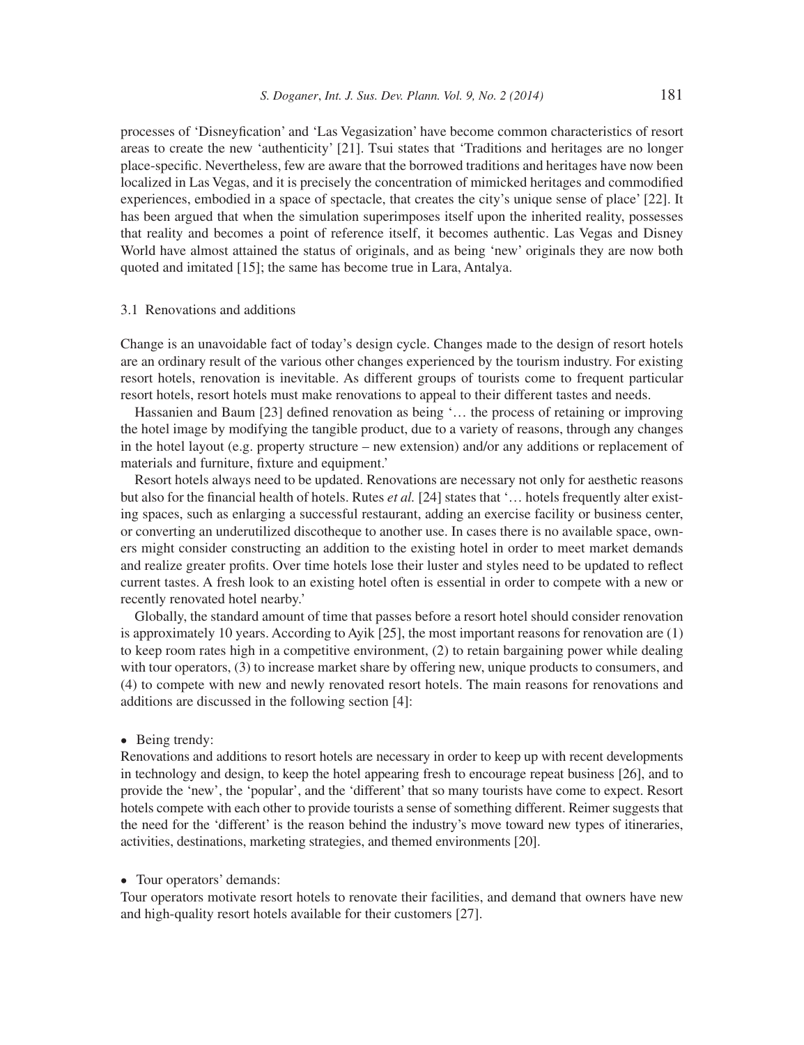processes of 'Disneyfication' and 'Las Vegasization' have become common characteristics of resort areas to create the new 'authenticity' [21]. Tsui states that 'Traditions and heritages are no longer place-specific. Nevertheless, few are aware that the borrowed traditions and heritages have now been localized in Las Vegas, and it is precisely the concentration of mimicked heritages and commodified experiences, embodied in a space of spectacle, that creates the city's unique sense of place' [22]. It has been argued that when the simulation superimposes itself upon the inherited reality, possesses that reality and becomes a point of reference itself, it becomes authentic. Las Vegas and Disney World have almost attained the status of originals, and as being 'new' originals they are now both quoted and imitated [15]; the same has become true in Lara, Antalya.

### 3.1 Renovations and additions

Change is an unavoidable fact of today's design cycle. Changes made to the design of resort hotels are an ordinary result of the various other changes experienced by the tourism industry. For existing resort hotels, renovation is inevitable. As different groups of tourists come to frequent particular resort hotels, resort hotels must make renovations to appeal to their different tastes and needs.

Hassanien and Baum [23] defined renovation as being '… the process of retaining or improving the hotel image by modifying the tangible product, due to a variety of reasons, through any changes in the hotel layout (e.g. property structure – new extension) and/or any additions or replacement of materials and furniture, fixture and equipment.'

Resort hotels always need to be updated. Renovations are necessary not only for aesthetic reasons but also for the financial health of hotels. Rutes *et al.* [24] states that '… hotels frequently alter existing spaces, such as enlarging a successful restaurant, adding an exercise facility or business center, or converting an underutilized discotheque to another use. In cases there is no available space, owners might consider constructing an addition to the existing hotel in order to meet market demands and realize greater profits. Over time hotels lose their luster and styles need to be updated to reflect current tastes. A fresh look to an existing hotel often is essential in order to compete with a new or recently renovated hotel nearby.'

Globally, the standard amount of time that passes before a resort hotel should consider renovation is approximately 10 years. According to Ayik [25], the most important reasons for renovation are (1) to keep room rates high in a competitive environment, (2) to retain bargaining power while dealing with tour operators, (3) to increase market share by offering new, unique products to consumers, and (4) to compete with new and newly renovated resort hotels. The main reasons for renovations and additions are discussed in the following section [4]:

- Being trendy:

Renovations and additions to resort hotels are necessary in order to keep up with recent developments in technology and design, to keep the hotel appearing fresh to encourage repeat business [26], and to provide the 'new', the 'popular', and the 'different' that so many tourists have come to expect. Resort hotels compete with each other to provide tourists a sense of something different. Reimer suggests that the need for the 'different' is the reason behind the industry's move toward new types of itineraries, activities, destinations, marketing strategies, and themed environments [20].

- Tour operators' demands:

Tour operators motivate resort hotels to renovate their facilities, and demand that owners have new and high-quality resort hotels available for their customers [27].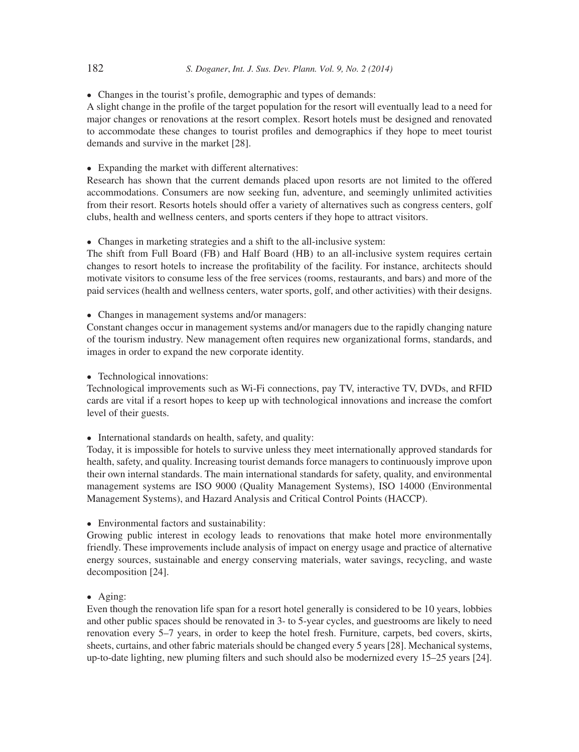- Changes in the tourist's profile, demographic and types of demands:

A slight change in the profile of the target population for the resort will eventually lead to a need for major changes or renovations at the resort complex. Resort hotels must be designed and renovated to accommodate these changes to tourist profiles and demographics if they hope to meet tourist demands and survive in the market [28].

- Expanding the market with different alternatives:

Research has shown that the current demands placed upon resorts are not limited to the offered accommodations. Consumers are now seeking fun, adventure, and seemingly unlimited activities from their resort. Resorts hotels should offer a variety of alternatives such as congress centers, golf clubs, health and wellness centers, and sports centers if they hope to attract visitors.

- Changes in marketing strategies and a shift to the all-inclusive system:

The shift from Full Board (FB) and Half Board (HB) to an all-inclusive system requires certain changes to resort hotels to increase the profitability of the facility. For instance, architects should motivate visitors to consume less of the free services (rooms, restaurants, and bars) and more of the paid services (health and wellness centers, water sports, golf, and other activities) with their designs.

- Changes in management systems and/or managers:

Constant changes occur in management systems and/or managers due to the rapidly changing nature of the tourism industry. New management often requires new organizational forms, standards, and images in order to expand the new corporate identity.

- Technological innovations:

Technological improvements such as Wi-Fi connections, pay TV, interactive TV, DVDs, and RFID cards are vital if a resort hopes to keep up with technological innovations and increase the comfort level of their guests.

- International standards on health, safety, and quality:

Today, it is impossible for hotels to survive unless they meet internationally approved standards for health, safety, and quality. Increasing tourist demands force managers to continuously improve upon their own internal standards. The main international standards for safety, quality, and environmental management systems are ISO 9000 (Quality Management Systems), ISO 14000 (Environmental Management Systems), and Hazard Analysis and Critical Control Points (HACCP).

- Environmental factors and sustainability:

Growing public interest in ecology leads to renovations that make hotel more environmentally friendly. These improvements include analysis of impact on energy usage and practice of alternative energy sources, sustainable and energy conserving materials, water savings, recycling, and waste decomposition [24].

- Aging:

Even though the renovation life span for a resort hotel generally is considered to be 10 years, lobbies and other public spaces should be renovated in 3- to 5-year cycles, and guestrooms are likely to need renovation every 5–7 years, in order to keep the hotel fresh. Furniture, carpets, bed covers, skirts, sheets, curtains, and other fabric materials should be changed every 5 years [28]. Mechanical systems, up-to-date lighting, new pluming filters and such should also be modernized every 15–25 years [24].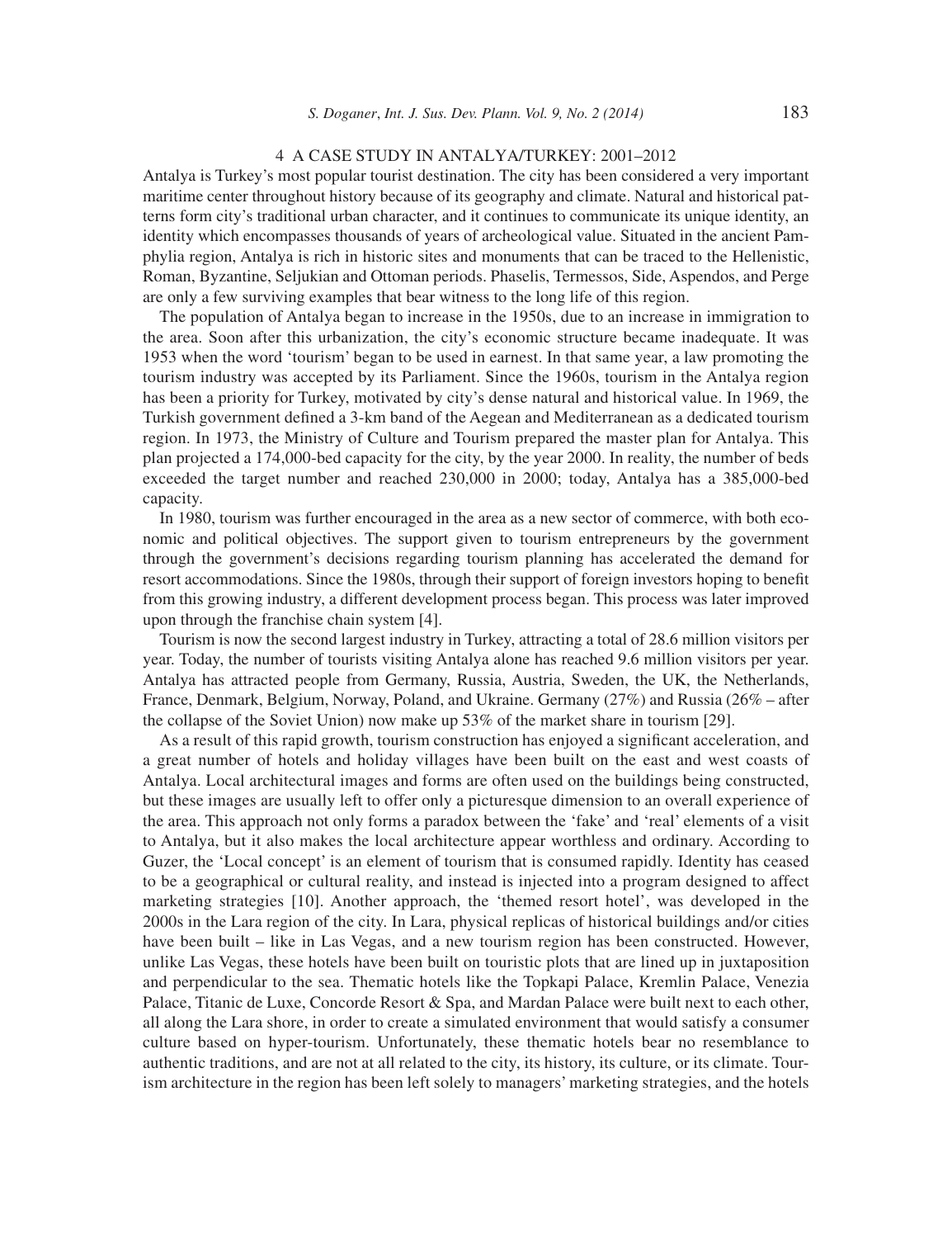## 4 A CASE STUDY IN ANTALYA/TURKEY: 2001–2012

Antalya is Turkey's most popular tourist destination. The city has been considered a very important maritime center throughout history because of its geography and climate. Natural and historical patterns form city's traditional urban character, and it continues to communicate its unique identity, an identity which encompasses thousands of years of archeological value. Situated in the ancient Pamphylia region, Antalya is rich in historic sites and monuments that can be traced to the Hellenistic, Roman, Byzantine, Seljukian and Ottoman periods. Phaselis, Termessos, Side, Aspendos, and Perge are only a few surviving examples that bear witness to the long life of this region.

The population of Antalya began to increase in the 1950s, due to an increase in immigration to the area. Soon after this urbanization, the city's economic structure became inadequate. It was 1953 when the word 'tourism' began to be used in earnest. In that same year, a law promoting the tourism industry was accepted by its Parliament. Since the 1960s, tourism in the Antalya region has been a priority for Turkey, motivated by city's dense natural and historical value. In 1969, the Turkish government defined a 3-km band of the Aegean and Mediterranean as a dedicated tourism region. In 1973, the Ministry of Culture and Tourism prepared the master plan for Antalya. This plan projected a 174,000-bed capacity for the city, by the year 2000. In reality, the number of beds exceeded the target number and reached 230,000 in 2000; today, Antalya has a 385,000-bed capacity.

In 1980, tourism was further encouraged in the area as a new sector of commerce, with both economic and political objectives. The support given to tourism entrepreneurs by the government through the government's decisions regarding tourism planning has accelerated the demand for resort accommodations. Since the 1980s, through their support of foreign investors hoping to benefit from this growing industry, a different development process began. This process was later improved upon through the franchise chain system [4].

Tourism is now the second largest industry in Turkey, attracting a total of 28.6 million visitors per year. Today, the number of tourists visiting Antalya alone has reached 9.6 million visitors per year. Antalya has attracted people from Germany, Russia, Austria, Sweden, the UK, the Netherlands, France, Denmark, Belgium, Norway, Poland, and Ukraine. Germany (27%) and Russia (26% – after the collapse of the Soviet Union) now make up 53% of the market share in tourism [29].

As a result of this rapid growth, tourism construction has enjoyed a significant acceleration, and a great number of hotels and holiday villages have been built on the east and west coasts of Antalya. Local architectural images and forms are often used on the buildings being constructed, but these images are usually left to offer only a picturesque dimension to an overall experience of the area. This approach not only forms a paradox between the 'fake' and 'real' elements of a visit to Antalya, but it also makes the local architecture appear worthless and ordinary. According to Guzer, the 'Local concept' is an element of tourism that is consumed rapidly. Identity has ceased to be a geographical or cultural reality, and instead is injected into a program designed to affect marketing strategies [10]. Another approach, the 'themed resort hotel', was developed in the 2000s in the Lara region of the city. In Lara, physical replicas of historical buildings and/or cities have been built – like in Las Vegas, and a new tourism region has been constructed. However, unlike Las Vegas, these hotels have been built on touristic plots that are lined up in juxtaposition and perpendicular to the sea. Thematic hotels like the Topkapi Palace, Kremlin Palace, Venezia Palace, Titanic de Luxe, Concorde Resort & Spa, and Mardan Palace were built next to each other, all along the Lara shore, in order to create a simulated environment that would satisfy a consumer culture based on hyper-tourism. Unfortunately, these thematic hotels bear no resemblance to authentic traditions, and are not at all related to the city, its history, its culture, or its climate. Tourism architecture in the region has been left solely to managers' marketing strategies, and the hotels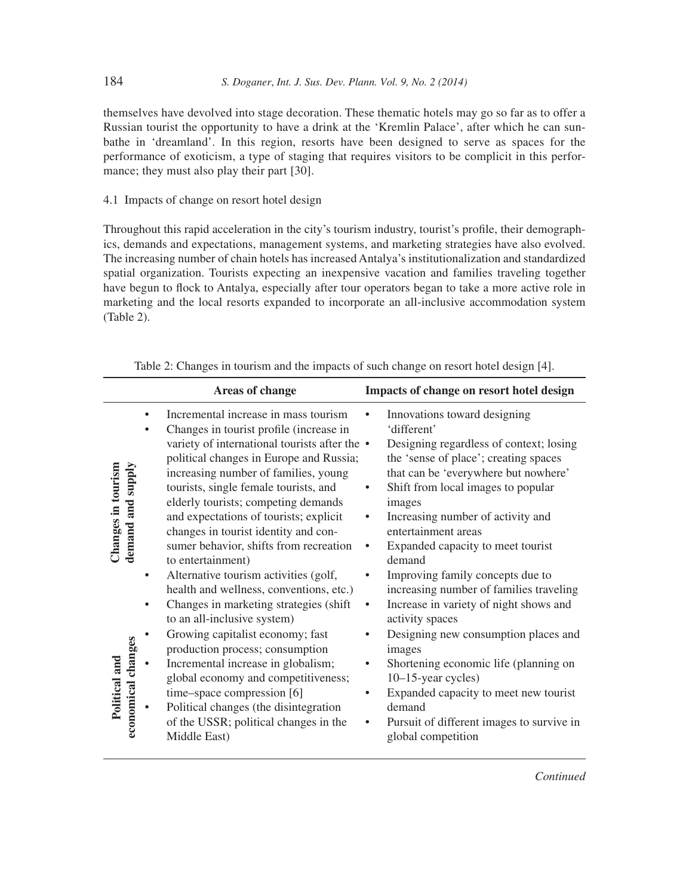themselves have devolved into stage decoration. These thematic hotels may go so far as to offer a Russian tourist the opportunity to have a drink at the 'Kremlin Palace', after which he can sunbathe in 'dreamland'. In this region, resorts have been designed to serve as spaces for the performance of exoticism, a type of staging that requires visitors to be complicit in this performance; they must also play their part [30].

### 4.1 Impacts of change on resort hotel design

Throughout this rapid acceleration in the city's tourism industry, tourist's profile, their demographics, demands and expectations, management systems, and marketing strategies have also evolved. The increasing number of chain hotels has increased Antalya's institutionalization and standardized spatial organization. Tourists expecting an inexpensive vacation and families traveling together have begun to flock to Antalya, especially after tour operators began to take a more active role in marketing and the local resorts expanded to incorporate an all-inclusive accommodation system (Table 2).

Table 2: Changes in tourism and the impacts of such change on resort hotel design [4].

| | Areas of change | Impacts of change on resort hotel design |
|---|---|---|
| **Changes in tourism demand and supply** | • Incremental increase in mass tourism<br>• Changes in tourist profile (increase in variety of international tourists after the political changes in Europe and Russia; increasing number of families, young tourists, single female tourists, and elderly tourists; competing demands and expectations of tourists; explicit changes in tourist identity and consumer behavior, shifts from recreation to entertainment)<br>• Alternative tourism activities (golf, health and wellness, conventions, etc.)<br>• Changes in marketing strategies (shift to an all-inclusive system) | • Innovations toward designing 'different'<br>• Designing regardless of context; losing the 'sense of place'; creating spaces that can be 'everywhere but nowhere'<br>• Shift from local images to popular images<br>• Increasing number of activity and entertainment areas<br>• Expanded capacity to meet tourist demand<br>• Improving family concepts due to increasing number of families traveling<br>• Increase in variety of night shows and activity spaces |
| **Political and economical changes** | • Growing capitalist economy; fast production process; consumption<br>• Incremental increase in globalism; global economy and competitiveness; time–space compression [6]<br>• Political changes (the disintegration of the USSR; political changes in the Middle East) | • Designing new consumption places and images<br>• Shortening economic life (planning on 10–15-year cycles)<br>• Expanded capacity to meet new tourist demand<br>• Pursuit of different images to survive in global competition |

*Continued*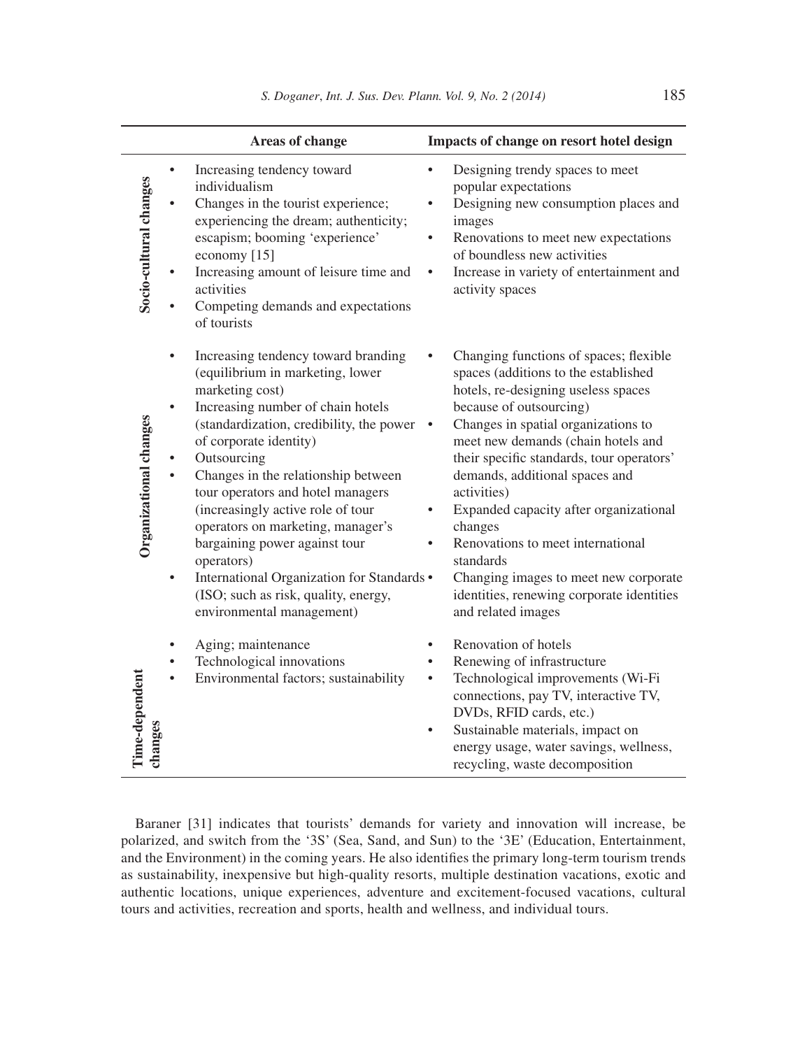| | Areas of change | Impacts of change on resort hotel design |
|---|---|---|
| **Socio-cultural changes** | • Increasing tendency toward individualism<br>• Changes in the tourist experience; experiencing the dream; authenticity; escapism; booming 'experience' economy [15]<br>• Increasing amount of leisure time and activities<br>• Competing demands and expectations of tourists | • Designing trendy spaces to meet popular expectations<br>• Designing new consumption places and images<br>• Renovations to meet new expectations of boundless new activities<br>• Increase in variety of entertainment and activity spaces |
| **Organizational changes** | • Increasing tendency toward branding (equilibrium in marketing, lower marketing cost)<br>• Increasing number of chain hotels (standardization, credibility, the power of corporate identity)<br>• Outsourcing<br>• Changes in the relationship between tour operators and hotel managers (increasingly active role of tour operators on marketing, manager's bargaining power against tour operators)<br>• International Organization for Standards (ISO; such as risk, quality, energy, environmental management) | • Changing functions of spaces; flexible spaces (additions to the established hotels, re-designing useless spaces because of outsourcing)<br>• Changes in spatial organizations to meet new demands (chain hotels and their specific standards, tour operators' demands, additional spaces and activities)<br>• Expanded capacity after organizational changes<br>• Renovations to meet international standards<br>• Changing images to meet new corporate identities, renewing corporate identities and related images |
| **Time-dependent changes** | • Aging; maintenance<br>• Technological innovations<br>• Environmental factors; sustainability | • Renovation of hotels<br>• Renewing of infrastructure<br>• Technological improvements (Wi-Fi connections, pay TV, interactive TV, DVDs, RFID cards, etc.)<br>• Sustainable materials, impact on energy usage, water savings, wellness, recycling, waste decomposition |

Baraner [31] indicates that tourists' demands for variety and innovation will increase, be polarized, and switch from the '3S' (Sea, Sand, and Sun) to the '3E' (Education, Entertainment, and the Environment) in the coming years. He also identifies the primary long-term tourism trends as sustainability, inexpensive but high-quality resorts, multiple destination vacations, exotic and authentic locations, unique experiences, adventure and excitement-focused vacations, cultural tours and activities, recreation and sports, health and wellness, and individual tours.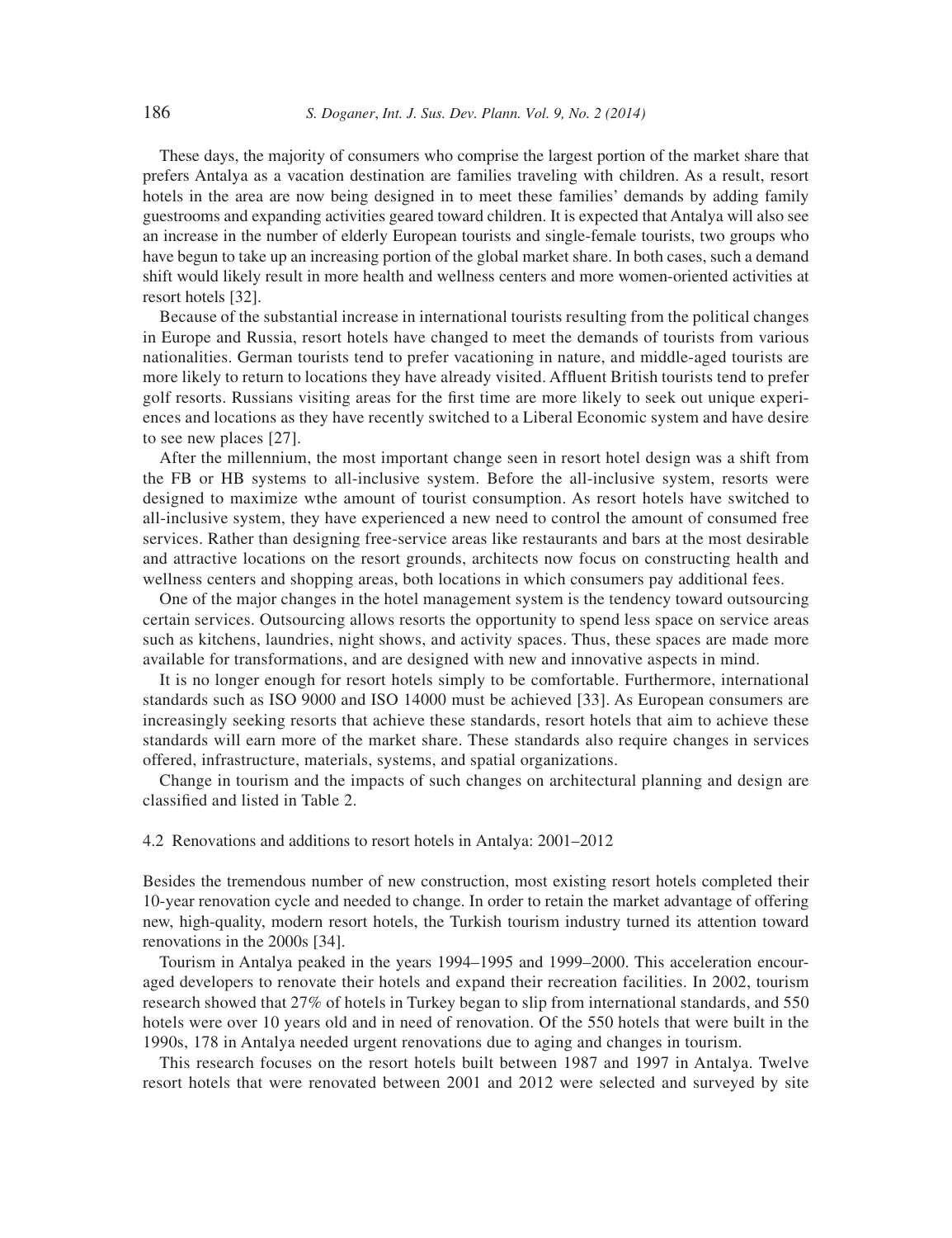These days, the majority of consumers who comprise the largest portion of the market share that prefers Antalya as a vacation destination are families traveling with children. As a result, resort hotels in the area are now being designed in to meet these families' demands by adding family guestrooms and expanding activities geared toward children. It is expected that Antalya will also see an increase in the number of elderly European tourists and single-female tourists, two groups who have begun to take up an increasing portion of the global market share. In both cases, such a demand shift would likely result in more health and wellness centers and more women-oriented activities at resort hotels [32].

Because of the substantial increase in international tourists resulting from the political changes in Europe and Russia, resort hotels have changed to meet the demands of tourists from various nationalities. German tourists tend to prefer vacationing in nature, and middle-aged tourists are more likely to return to locations they have already visited. Affluent British tourists tend to prefer golf resorts. Russians visiting areas for the first time are more likely to seek out unique experiences and locations as they have recently switched to a Liberal Economic system and have desire to see new places [27].

After the millennium, the most important change seen in resort hotel design was a shift from the FB or HB systems to all-inclusive system. Before the all-inclusive system, resorts were designed to maximize wthe amount of tourist consumption. As resort hotels have switched to all-inclusive system, they have experienced a new need to control the amount of consumed free services. Rather than designing free-service areas like restaurants and bars at the most desirable and attractive locations on the resort grounds, architects now focus on constructing health and wellness centers and shopping areas, both locations in which consumers pay additional fees.

One of the major changes in the hotel management system is the tendency toward outsourcing certain services. Outsourcing allows resorts the opportunity to spend less space on service areas such as kitchens, laundries, night shows, and activity spaces. Thus, these spaces are made more available for transformations, and are designed with new and innovative aspects in mind.

It is no longer enough for resort hotels simply to be comfortable. Furthermore, international standards such as ISO 9000 and ISO 14000 must be achieved [33]. As European consumers are increasingly seeking resorts that achieve these standards, resort hotels that aim to achieve these standards will earn more of the market share. These standards also require changes in services offered, infrastructure, materials, systems, and spatial organizations.

Change in tourism and the impacts of such changes on architectural planning and design are classified and listed in Table 2.

### 4.2 Renovations and additions to resort hotels in Antalya: 2001–2012

Besides the tremendous number of new construction, most existing resort hotels completed their 10-year renovation cycle and needed to change. In order to retain the market advantage of offering new, high-quality, modern resort hotels, the Turkish tourism industry turned its attention toward renovations in the 2000s [34].

Tourism in Antalya peaked in the years 1994–1995 and 1999–2000. This acceleration encouraged developers to renovate their hotels and expand their recreation facilities. In 2002, tourism research showed that 27% of hotels in Turkey began to slip from international standards, and 550 hotels were over 10 years old and in need of renovation. Of the 550 hotels that were built in the 1990s, 178 in Antalya needed urgent renovations due to aging and changes in tourism.

This research focuses on the resort hotels built between 1987 and 1997 in Antalya. Twelve resort hotels that were renovated between 2001 and 2012 were selected and surveyed by site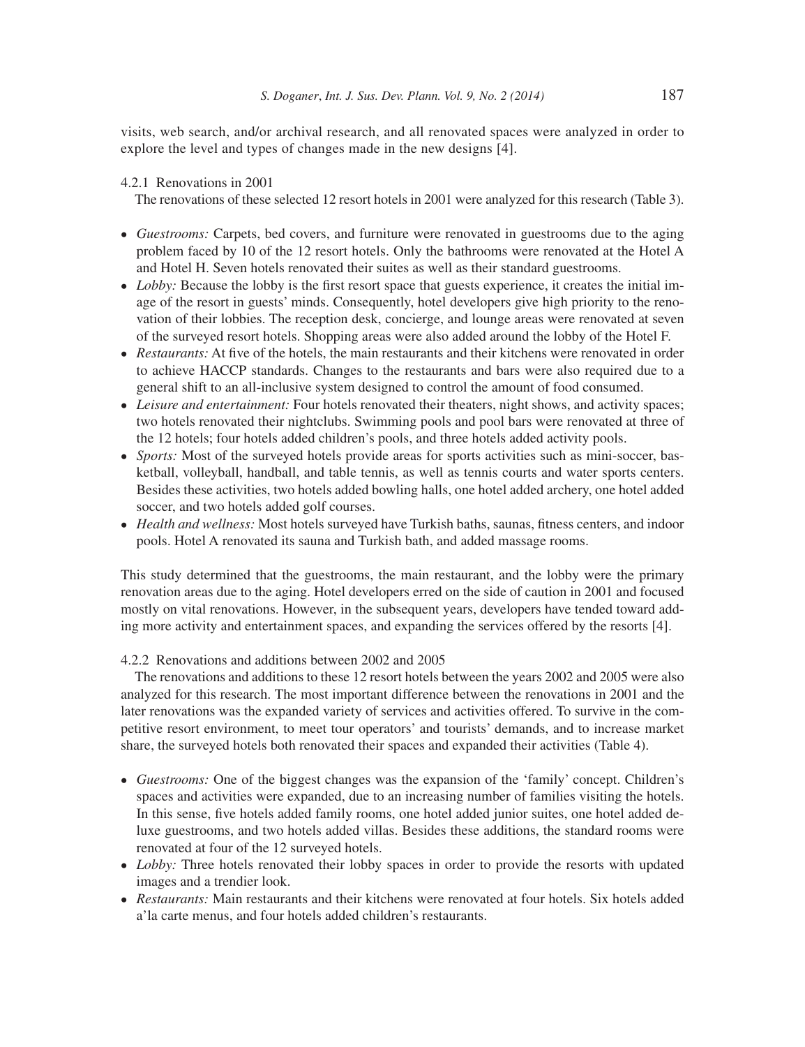visits, web search, and/or archival research, and all renovated spaces were analyzed in order to explore the level and types of changes made in the new designs [4].

#### 4.2.1 Renovations in 2001

The renovations of these selected 12 resort hotels in 2001 were analyzed for this research (Table 3).

- *Guestrooms:* Carpets, bed covers, and furniture were renovated in guestrooms due to the aging problem faced by 10 of the 12 resort hotels. Only the bathrooms were renovated at the Hotel A and Hotel H. Seven hotels renovated their suites as well as their standard guestrooms.
- *Lobby:* Because the lobby is the first resort space that guests experience, it creates the initial image of the resort in guests' minds. Consequently, hotel developers give high priority to the renovation of their lobbies. The reception desk, concierge, and lounge areas were renovated at seven of the surveyed resort hotels. Shopping areas were also added around the lobby of the Hotel F.
- *Restaurants:* At five of the hotels, the main restaurants and their kitchens were renovated in order to achieve HACCP standards. Changes to the restaurants and bars were also required due to a general shift to an all-inclusive system designed to control the amount of food consumed.
- *Leisure and entertainment:* Four hotels renovated their theaters, night shows, and activity spaces; two hotels renovated their nightclubs. Swimming pools and pool bars were renovated at three of the 12 hotels; four hotels added children's pools, and three hotels added activity pools.
- *Sports:* Most of the surveyed hotels provide areas for sports activities such as mini-soccer, basketball, volleyball, handball, and table tennis, as well as tennis courts and water sports centers. Besides these activities, two hotels added bowling halls, one hotel added archery, one hotel added soccer, and two hotels added golf courses.
- *Health and wellness:* Most hotels surveyed have Turkish baths, saunas, fitness centers, and indoor pools. Hotel A renovated its sauna and Turkish bath, and added massage rooms.

This study determined that the guestrooms, the main restaurant, and the lobby were the primary renovation areas due to the aging. Hotel developers erred on the side of caution in 2001 and focused mostly on vital renovations. However, in the subsequent years, developers have tended toward adding more activity and entertainment spaces, and expanding the services offered by the resorts [4].

#### 4.2.2 Renovations and additions between 2002 and 2005

The renovations and additions to these 12 resort hotels between the years 2002 and 2005 were also analyzed for this research. The most important difference between the renovations in 2001 and the later renovations was the expanded variety of services and activities offered. To survive in the competitive resort environment, to meet tour operators' and tourists' demands, and to increase market share, the surveyed hotels both renovated their spaces and expanded their activities (Table 4).

- *Guestrooms:* One of the biggest changes was the expansion of the 'family' concept. Children's spaces and activities were expanded, due to an increasing number of families visiting the hotels. In this sense, five hotels added family rooms, one hotel added junior suites, one hotel added deluxe guestrooms, and two hotels added villas. Besides these additions, the standard rooms were renovated at four of the 12 surveyed hotels.
- *Lobby:* Three hotels renovated their lobby spaces in order to provide the resorts with updated images and a trendier look.
- *Restaurants:* Main restaurants and their kitchens were renovated at four hotels. Six hotels added a'la carte menus, and four hotels added children's restaurants.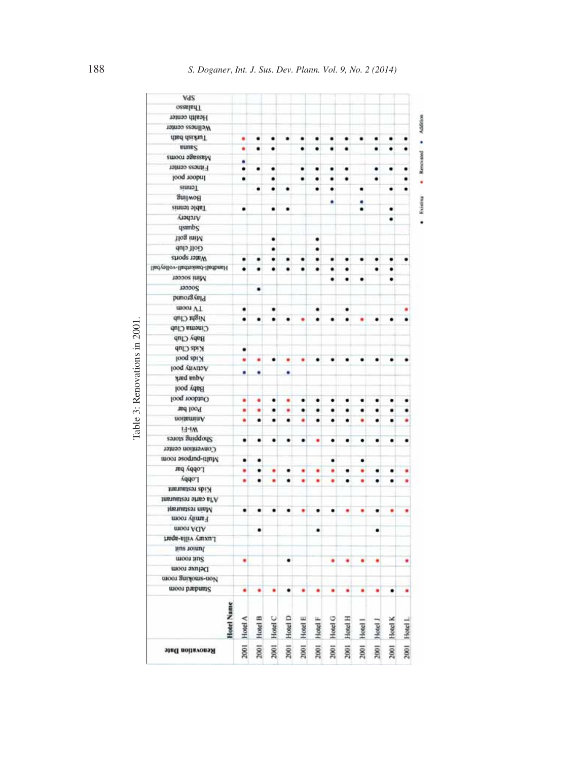Table 3: Renovations in 2001.

Legend: E = Existing (black dot), R = Renovated (red dot), A = Addition (blue dot)

| Renovation Date | 2001 | 2001 | 2001 | 2001 | 2001 | 2001 | 2001 | 2001 | 2001 | 2001 | 2001 | 2001 |
|---|---|---|---|---|---|---|---|---|---|---|---|---|
| **Hotel Name** | **Hotel A** | **Hotel B** | **Hotel C** | **Hotel D** | **Hotel E** | **Hotel F** | **Hotel G** | **Hotel H** | **Hotel I** | **Hotel J** | **Hotel K** | **Hotel L** |
| Standard room | R | R | R | E | R | R | R | R | R | R | E | R |
| Non-smoking room | | | | | | | | | | | | |
| Deluxe room | | | | | | | | | | | | |
| Suit room | R | | | E | | | R | R | R | R | | R |
| Junior suit | | | | | | | | | | | | |
| Luxury villa-apart | | | | | | | | | | | | |
| ADV room | | E | | | | E | | | | E | | |
| Family room | | | | | | | | | | | | |
| Main restaurant | E | E | E | E | R | E | E | R | R | E | R | R |
| A'la carte restaurant | | | | | | | | | | | | |
| Kids restaurant | | | | | | | | | | | | |
| Lobby | R | E | R | E | R | R | R | E | R | E | E | R |
| Lobby bar | R | E | R | E | R | R | R | E | R | E | E | R |
| Multi-purpose room | E | E | | | | | E | | E | | | |
| Convention center | | | | | | | | | | | | |
| Shopping stores | E | E | E | E | E | R | E | E | E | E | E | E |
| Wi-Fi | | | | | | | | | | | | |
| Animation | R | E | E | E | R | E | E | E | R | E | E | R |
| Pool bar | R | R | E | R | E | E | E | E | E | E | E | E |
| Outdoor pool | R | R | E | R | E | E | E | E | E | E | E | E |
| Baby pool | | | | | | | | | | | | |
| Aqua park | | | | | | | | | | | | |
| Activity pool | A | A | | A | | | | | | | | |
| Kids pool | R | R | E | R | R | E | E | E | E | E | E | E |
| Kids Club | E | | | | | | | | | | | |
| Baby Club | | | | | | | | | | | | |
| Cinema Club | | | | | | | | | | | | |
| Night Club | E | E | E | E | R | E | E | E | R | E | E | E |
| TV room | E | | E | | | E | | E | | | | R |
| Playground | | | | | | | | | | | | |
| Soccer | | E | | | | | | | | | | |
| Mini soccer | | | | | | | E | E | E | | E | |
| Handball-basketball-volleyball | E | E | E | E | E | E | E | E | | E | E | |
| Water sports | E | E | E | E | E | E | E | E | E | E | E | E |
| Golf club | | | E | | | E | | | | | | |
| Mini golf | | | E | | | E | | | | | | |
| Squash | | | | | | | | | | | | |
| Archery | | | | | | | | | | | E | |
| Table tennis | E | | E | E | | | | | E | | E | |
| Bowling | | | | | | | A | | A | | | |
| Tennis | | E | E | E | | E | E | | E | | E | E |
| Indoor pool | E | | E | | E | E | E | E | | E | | E |
| Fitness center | E | E | E | | E | E | E | E | | E | E | E |
| Massage rooms | A | | | | | | | | | | | |
| Sauna | R | E | E | | E | E | E | E | | E | E | E |
| Turkish bath | R | E | E | E | E | E | E | E | E | E | E | E |
| Wellness center | | | | | | | | | | | | |
| Health center | | | | | | | | | | | | |
| Thalasso | | | | | | | | | | | | |
| SPA | | | | | | | | | | | | |

• Existing • Renovated • Addition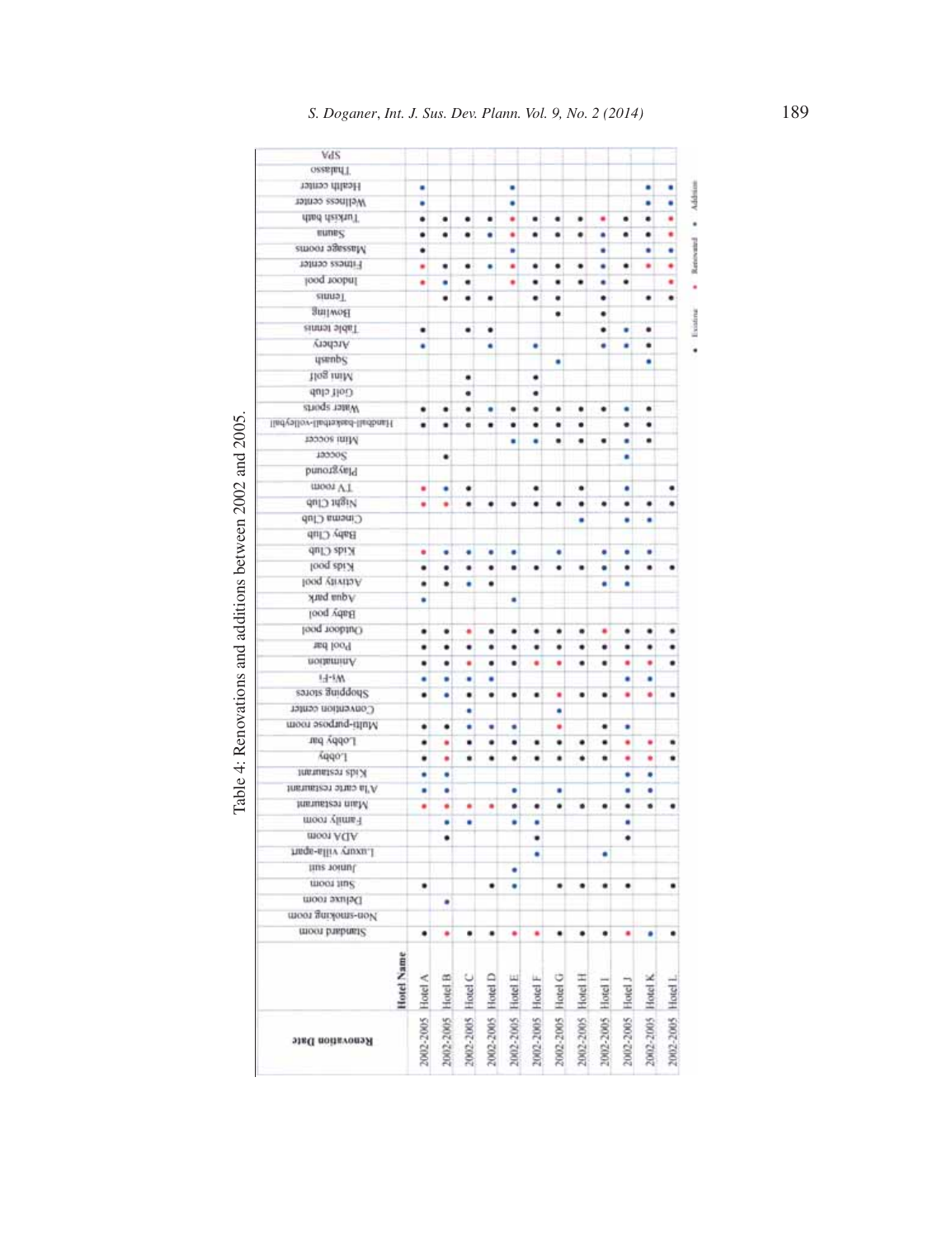Table 4: Renovations and additions between 2002 and 2005.

Color key (the source uses coloured dots, so letters stand in here): E = Existing, R = Renovated, A = Addition.

| Renovation Date | 2002-2005 | 2002-2005 | 2002-2005 | 2002-2005 | 2002-2005 | 2002-2005 | 2002-2005 | 2002-2005 | 2002-2005 | 2002-2005 | 2002-2005 | 2002-2005 |
|---|---|---|---|---|---|---|---|---|---|---|---|---|
| **Hotel Name** | Hotel A | Hotel B | Hotel C | Hotel D | Hotel E | Hotel F | Hotel G | Hotel H | Hotel I | Hotel J | Hotel K | Hotel L |
| Standard room | E | R | E | E | R | R | E | E | E | R | A | E |
| Non-smoking room | | | | | | | | | | | | |
| Deluxe room | | A | | | | | | | | | | |
| Suit room | E | | | E | A | | E | E | E | E | | E |
| Junior suit | | | | | A | | | | | | | |
| Luxury villa-apart | | | | | | A | | | A | | | |
| ADV room | | E | | | | E | | | | E | | |
| Family room | | A | A | | A | A | | | | A | | |
| Main restaurant | R | R | R | R | E | E | E | E | E | E | E | E |
| A'la carte restaurant | A | A | | | A | | A | | | A | A | |
| Kids restaurant | A | A | | | | | | | | A | A | |
| Lobby | E | R | E | E | E | E | E | E | E | R | R | E |
| Lobby bar | E | R | E | E | E | E | E | E | E | R | R | E |
| Multi-purpose room | E | E | A | A | A | | R | | E | A | | |
| Convention center | | | A | | | | A | | | | | |
| Shopping stores | E | A | E | E | E | E | R | E | E | R | R | E |
| Wi-Fi | A | A | A | A | | | | | | A | A | |
| Animation | E | E | R | E | E | R | R | E | E | R | R | E |
| Pool bar | E | E | E | E | E | E | E | E | E | E | E | E |
| Outdoor pool | E | E | R | E | E | E | E | E | R | E | E | E |
| Baby pool | | | | | | | | | | | | |
| Aqua park | A | | | | A | | | | | | | |
| Activity pool | E | E | A | E | | | | | A | A | | |
| Kids pool | E | E | E | E | E | E | E | E | A | E | E | E |
| Kids Club | R | A | A | A | A | | A | | A | A | A | |
| Baby Club | | | | | | | | | | | | |
| Cinema Club | | | | | | | | A | | A | A | |
| Night Club | R | R | E | E | E | E | E | E | E | E | E | E |
| TV room | R | A | E | | | E | | E | | A | | E |
| Playground | | | | | | | | | | | | |
| Soccer | | E | | | | | | | | A | | |
| Mini soccer | | | | | A | A | E | E | E | A | E | |
| Handball-basketball-volleyball | E | E | E | E | E | E | E | E | | E | E | |
| Water sports | E | E | E | A | E | E | E | E | E | A | E | |
| Golf club | | | E | | | E | | | | | | |
| Mini golf | | | E | | | E | | | | | | |
| Squash | | | | | | | A | | | | A | |
| Archery | A | | | A | | A | | | A | A | E | |
| Table tennis | E | | E | E | | | | | E | A | E | |
| Bowling | | | | | | | E | | E | | | |
| Tennis | | E | E | E | | E | E | | E | | E | E |
| Indoor pool | R | A | E | | R | E | E | E | A | E | | |
| Fitness center | R | E | E | A | R | E | E | E | A | E | R | R |
| Massage rooms | E | | | | A | | | | A | | A | A |
| Sauna | E | E | E | A | R | E | E | E | A | E | E | R |
| Turkish bath | E | E | E | E | R | E | E | E | R | E | E | R |
| Wellness center | A | | | | A | | | | | | A | A |
| Health center | A | | | | A | | | | | | A | A |
| Thalasso | | | | | | | | | | | | |
| SPA | | | | | | | | | | | | |

• Existing • Renovated • Addition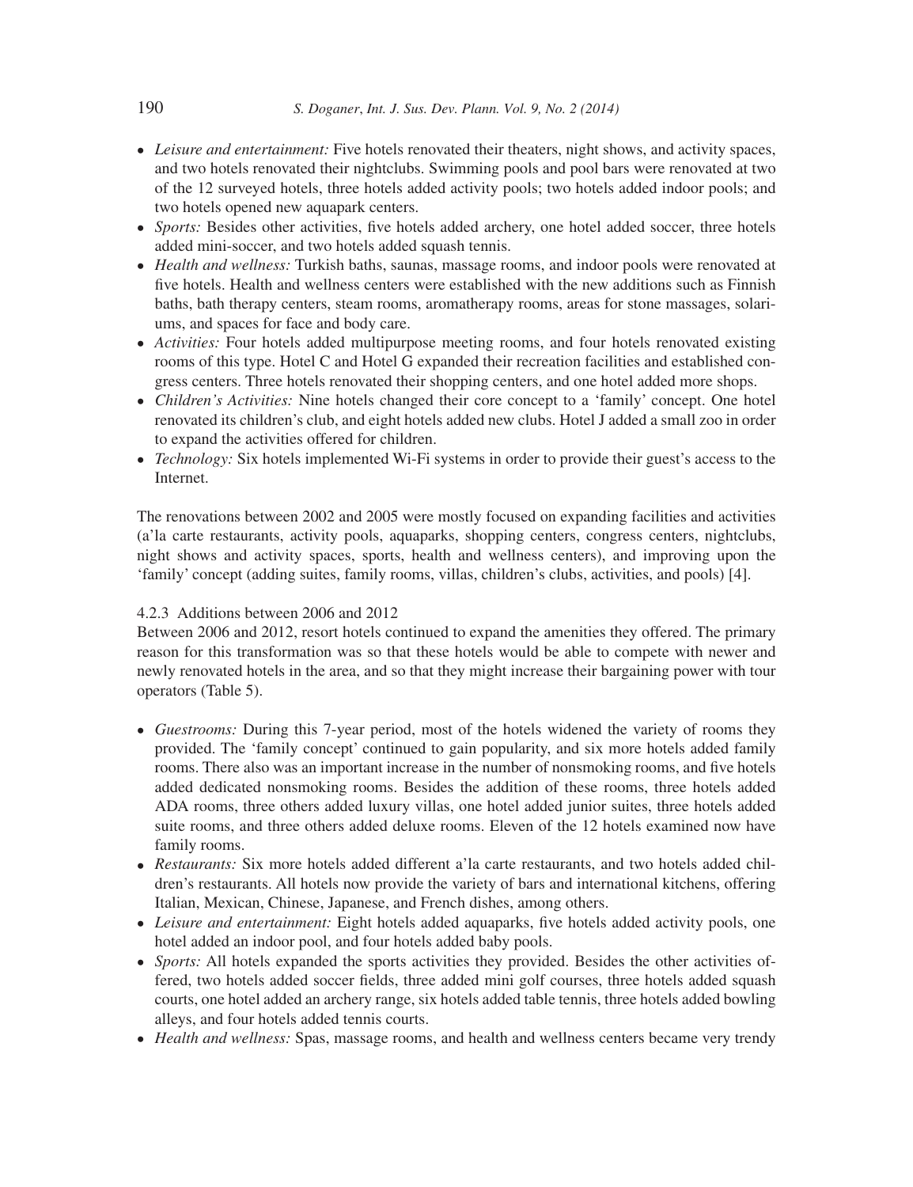- *Leisure and entertainment:* Five hotels renovated their theaters, night shows, and activity spaces, and two hotels renovated their nightclubs. Swimming pools and pool bars were renovated at two of the 12 surveyed hotels, three hotels added activity pools; two hotels added indoor pools; and two hotels opened new aquapark centers.
- *Sports:* Besides other activities, five hotels added archery, one hotel added soccer, three hotels added mini-soccer, and two hotels added squash tennis.
- *Health and wellness:* Turkish baths, saunas, massage rooms, and indoor pools were renovated at five hotels. Health and wellness centers were established with the new additions such as Finnish baths, bath therapy centers, steam rooms, aromatherapy rooms, areas for stone massages, solariums, and spaces for face and body care.
- *Activities:* Four hotels added multipurpose meeting rooms, and four hotels renovated existing rooms of this type. Hotel C and Hotel G expanded their recreation facilities and established congress centers. Three hotels renovated their shopping centers, and one hotel added more shops.
- *Children's Activities:* Nine hotels changed their core concept to a 'family' concept. One hotel renovated its children's club, and eight hotels added new clubs. Hotel J added a small zoo in order to expand the activities offered for children.
- *Technology:* Six hotels implemented Wi-Fi systems in order to provide their guest's access to the Internet.

The renovations between 2002 and 2005 were mostly focused on expanding facilities and activities (a'la carte restaurants, activity pools, aquaparks, shopping centers, congress centers, nightclubs, night shows and activity spaces, sports, health and wellness centers), and improving upon the 'family' concept (adding suites, family rooms, villas, children's clubs, activities, and pools) [4].

#### 4.2.3 Additions between 2006 and 2012

Between 2006 and 2012, resort hotels continued to expand the amenities they offered. The primary reason for this transformation was so that these hotels would be able to compete with newer and newly renovated hotels in the area, and so that they might increase their bargaining power with tour operators (Table 5).

- *Guestrooms:* During this 7-year period, most of the hotels widened the variety of rooms they provided. The 'family concept' continued to gain popularity, and six more hotels added family rooms. There also was an important increase in the number of nonsmoking rooms, and five hotels added dedicated nonsmoking rooms. Besides the addition of these rooms, three hotels added ADA rooms, three others added luxury villas, one hotel added junior suites, three hotels added suite rooms, and three others added deluxe rooms. Eleven of the 12 hotels examined now have family rooms.
- *Restaurants:* Six more hotels added different a'la carte restaurants, and two hotels added children's restaurants. All hotels now provide the variety of bars and international kitchens, offering Italian, Mexican, Chinese, Japanese, and French dishes, among others.
- *Leisure and entertainment:* Eight hotels added aquaparks, five hotels added activity pools, one hotel added an indoor pool, and four hotels added baby pools.
- *Sports:* All hotels expanded the sports activities they provided. Besides the other activities offered, two hotels added soccer fields, three added mini golf courses, three hotels added squash courts, one hotel added an archery range, six hotels added table tennis, three hotels added bowling alleys, and four hotels added tennis courts.
- *Health and wellness:* Spas, massage rooms, and health and wellness centers became very trendy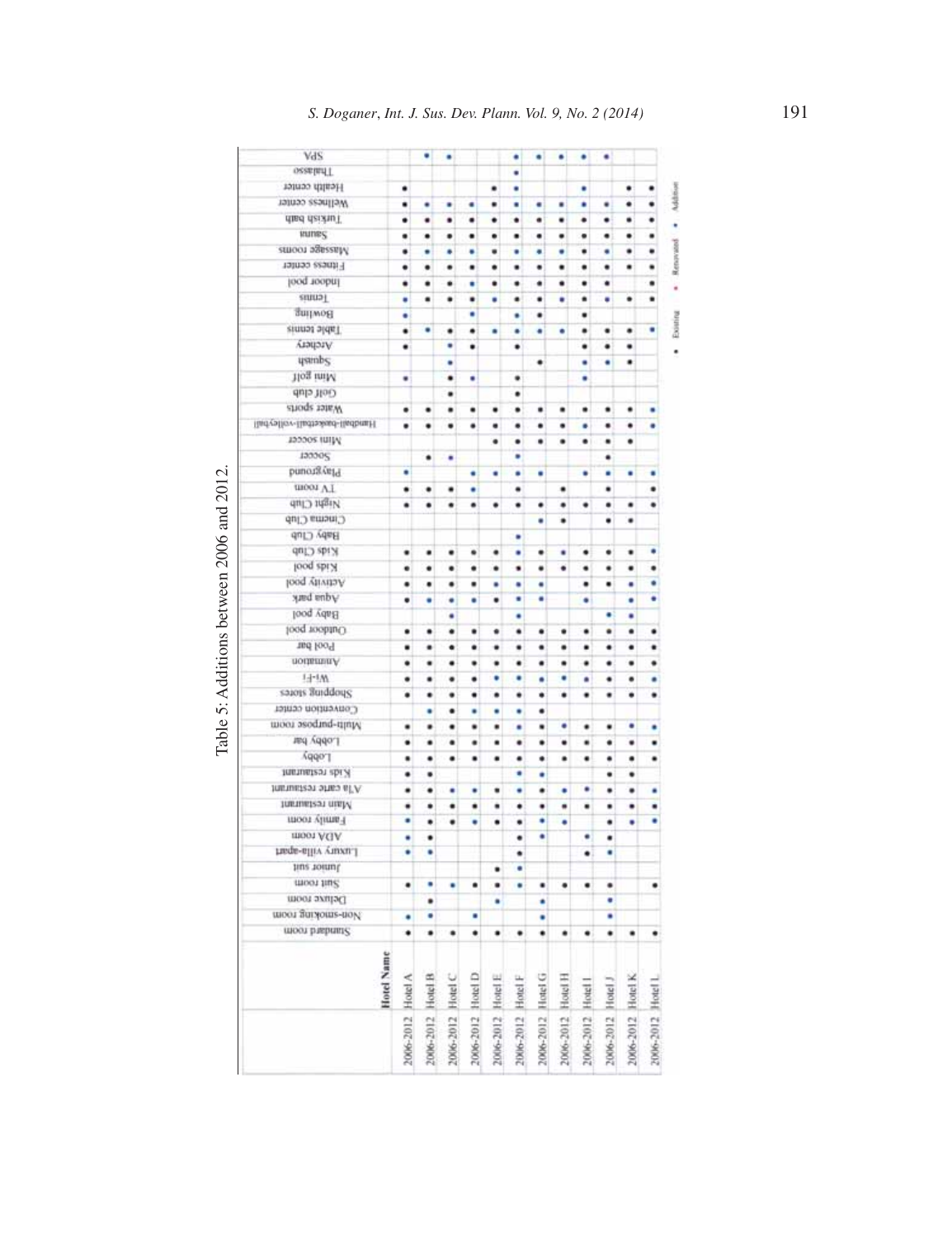Table 5: Additions between 2006 and 2012.

| | Hotel Name | Standard room | Non-smoking room | Deluxe room | Suit room | Junior suit | Luxury villa-apart | ADA room | Family room | Main restaurant | A'la carte restaurant | Kids restaurant | Lobby | Lobby bar | Multi-purpose room | Convention center | Shopping stores | Wi-Fi | Animation | Pool bar | Outdoor pool | Baby pool | Aqua park | Activity pool | Kids pool | Kids Club | Baby Club | Cinema Club | Night Club | TV room | Playground | Soccer | Mini soccer | Handball-basketball-volleyball | Water sports | Golf club | Mini golf | Squash | Archery | Table tennis | Bowling | Tennis | Indoor pool | Fitness center | Massage rooms | Sauna | Turkish bath | Wellness center | Health center | Thalasso | SPA |
|---|---|---|---|---|---|---|---|---|---|---|---|---|---|---|---|---|---|---|---|---|---|---|---|---|---|---|---|---|---|---|---|---|---|---|---|---|---|---|---|---|---|---|---|---|---|---|---|---|---|---|---|
| 2006-2012 | Hotel A | • | • | | • | | • | • | • | • | • | • | • | • | • | | • | • | • | • | • | | • | • | • | • | | | • | • | • | | | • | • | | • | | • | • | • | • | • | • | • | • | • | • | • | | |
| 2006-2012 | Hotel B | • | • | • | • | | • | • | • | • | • | • | • | • | • | • | • | • | • | • | • | | • | • | • | • | | | • | • | | • | | • | • | | | | | • | | • | • | • | • | • | • | • | | | • |
| 2006-2012 | Hotel C | • | | | • | | | | • | • | • | | • | • | • | • | • | • | • | • | • | • | • | • | • | • | | | • | • | | • | | • | • | • | • | • | • | • | | • | • | • | • | • | • | • | | | • |
| 2006-2012 | Hotel D | • | • | | • | | | | • | • | • | | • | • | • | • | • | • | • | • | • | | • | • | • | • | | | • | • | • | | | • | • | | • | | • | • | • | • | • | • | • | • | • | • | | | |
| 2006-2012 | Hotel E | • | | • | • | • | | | • | • | • | | • | • | • | • | • | • | • | • | • | | • | • | • | • | | | • | | • | | • | • | • | | | | | • | | • | • | • | • | • | • | • | • | | |
| 2006-2012 | Hotel F | • | | | • | • | • | • | • | • | • | • | • | • | • | • | • | • | • | • | • | • | • | • | • | • | • | | • | • | • | • | • | • | • | • | • | | • | • | • | • | • | • | • | • | • | • | • | • | • |
| 2006-2012 | Hotel G | • | • | • | • | | | • | • | • | • | • | • | • | • | • | • | • | • | • | • | | • | • | • | • | | • | • | | • | | • | • | • | | | • | | • | • | • | • | • | • | • | • | • | | | • |
| 2006-2012 | Hotel H | • | | | • | | | | • | • | • | | • | • | • | | • | • | • | • | • | | | | • | • | | • | • | • | | | • | • | • | | | | | • | | • | • | • | • | • | • | • | | | • |
| 2006-2012 | Hotel I | • | | | • | | • | • | | • | • | | • | • | • | | • | • | • | • | • | | • | • | • | • | | | • | | • | | • | • | • | | • | • | • | • | • | • | • | • | • | • | • | • | • | | • |
| 2006-2012 | Hotel J | • | • | • | • | | • | • | • | • | • | • | • | • | • | | • | • | • | • | • | • | | • | • | • | | • | • | • | • | • | • | • | • | | | • | • | • | | • | • | • | • | • | • | • | | | • |
| 2006-2012 | Hotel K | • | | | | | | | • | • | • | • | • | • | • | | • | • | • | • | • | • | • | • | • | • | | • | • | | • | | • | • | • | | | • | • | • | | • | | • | • | • | • | • | • | | |
| 2006-2012 | Hotel L | • | | | • | | | | • | • | • | | • | • | • | | • | • | • | • | • | | • | • | • | • | | | • | • | • | | | • | • | | | | | • | | • | • | • | • | • | • | • | • | | |

• Existing • Renovated • Addition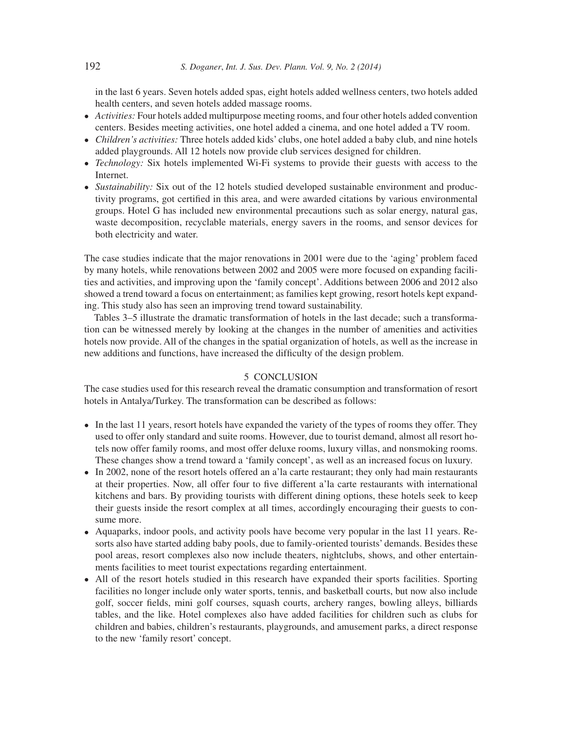in the last 6 years. Seven hotels added spas, eight hotels added wellness centers, two hotels added health centers, and seven hotels added massage rooms.

- *Activities:* Four hotels added multipurpose meeting rooms, and four other hotels added convention centers. Besides meeting activities, one hotel added a cinema, and one hotel added a TV room.
- *Children's activities:* Three hotels added kids' clubs, one hotel added a baby club, and nine hotels added playgrounds. All 12 hotels now provide club services designed for children.
- *Technology:* Six hotels implemented Wi-Fi systems to provide their guests with access to the Internet.
- *Sustainability:* Six out of the 12 hotels studied developed sustainable environment and productivity programs, got certified in this area, and were awarded citations by various environmental groups. Hotel G has included new environmental precautions such as solar energy, natural gas, waste decomposition, recyclable materials, energy savers in the rooms, and sensor devices for both electricity and water.

The case studies indicate that the major renovations in 2001 were due to the 'aging' problem faced by many hotels, while renovations between 2002 and 2005 were more focused on expanding facilities and activities, and improving upon the 'family concept'. Additions between 2006 and 2012 also showed a trend toward a focus on entertainment; as families kept growing, resort hotels kept expanding. This study also has seen an improving trend toward sustainability.

Tables 3–5 illustrate the dramatic transformation of hotels in the last decade; such a transformation can be witnessed merely by looking at the changes in the number of amenities and activities hotels now provide. All of the changes in the spatial organization of hotels, as well as the increase in new additions and functions, have increased the difficulty of the design problem.

## 5 CONCLUSION

The case studies used for this research reveal the dramatic consumption and transformation of resort hotels in Antalya/Turkey. The transformation can be described as follows:

- In the last 11 years, resort hotels have expanded the variety of the types of rooms they offer. They used to offer only standard and suite rooms. However, due to tourist demand, almost all resort hotels now offer family rooms, and most offer deluxe rooms, luxury villas, and nonsmoking rooms. These changes show a trend toward a 'family concept', as well as an increased focus on luxury.
- In 2002, none of the resort hotels offered an a'la carte restaurant; they only had main restaurants at their properties. Now, all offer four to five different a'la carte restaurants with international kitchens and bars. By providing tourists with different dining options, these hotels seek to keep their guests inside the resort complex at all times, accordingly encouraging their guests to consume more.
- Aquaparks, indoor pools, and activity pools have become very popular in the last 11 years. Resorts also have started adding baby pools, due to family-oriented tourists' demands. Besides these pool areas, resort complexes also now include theaters, nightclubs, shows, and other entertainments facilities to meet tourist expectations regarding entertainment.
- All of the resort hotels studied in this research have expanded their sports facilities. Sporting facilities no longer include only water sports, tennis, and basketball courts, but now also include golf, soccer fields, mini golf courses, squash courts, archery ranges, bowling alleys, billiards tables, and the like. Hotel complexes also have added facilities for children such as clubs for children and babies, children's restaurants, playgrounds, and amusement parks, a direct response to the new 'family resort' concept.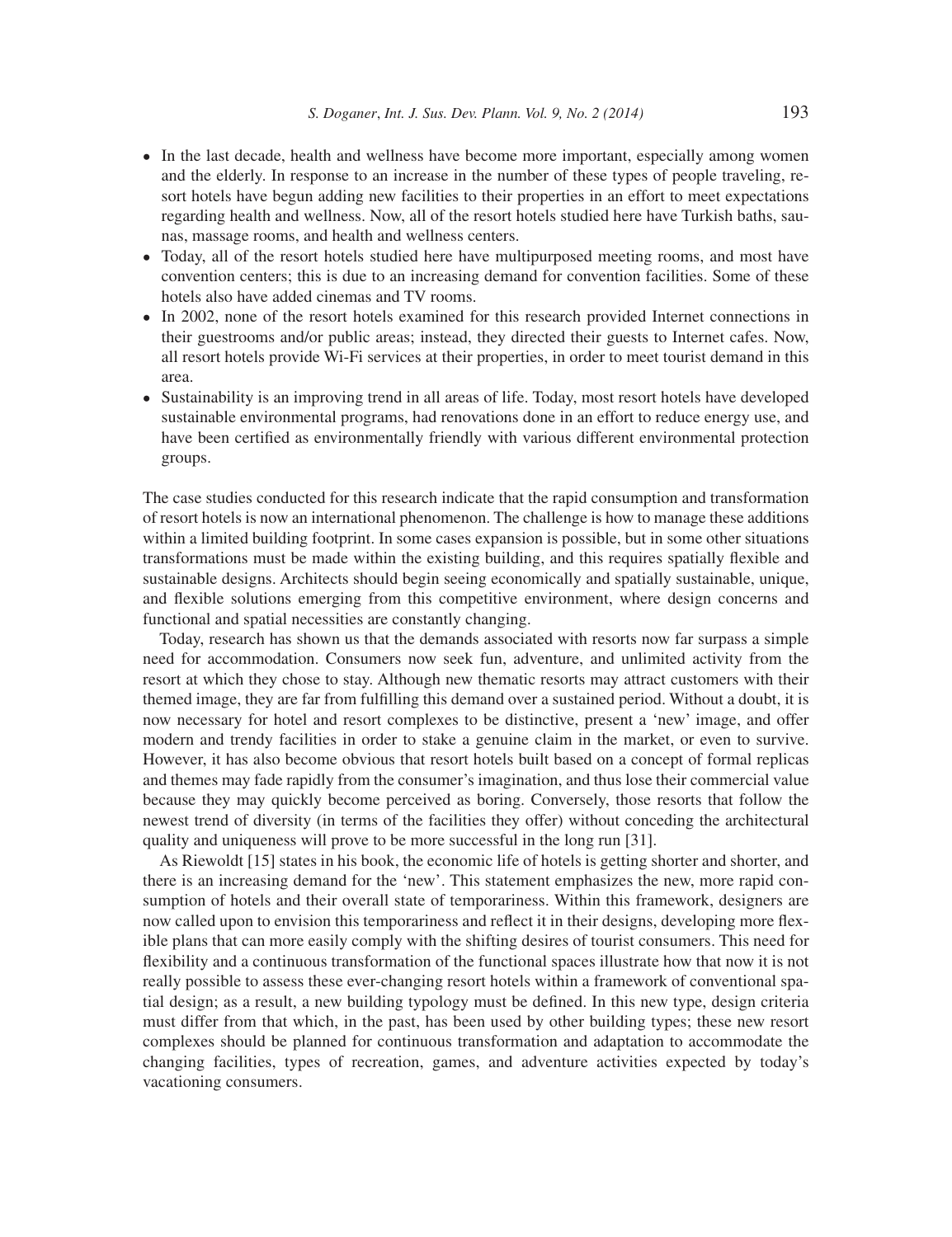- In the last decade, health and wellness have become more important, especially among women and the elderly. In response to an increase in the number of these types of people traveling, resort hotels have begun adding new facilities to their properties in an effort to meet expectations regarding health and wellness. Now, all of the resort hotels studied here have Turkish baths, saunas, massage rooms, and health and wellness centers.
- Today, all of the resort hotels studied here have multipurposed meeting rooms, and most have convention centers; this is due to an increasing demand for convention facilities. Some of these hotels also have added cinemas and TV rooms.
- In 2002, none of the resort hotels examined for this research provided Internet connections in their guestrooms and/or public areas; instead, they directed their guests to Internet cafes. Now, all resort hotels provide Wi-Fi services at their properties, in order to meet tourist demand in this area.
- Sustainability is an improving trend in all areas of life. Today, most resort hotels have developed sustainable environmental programs, had renovations done in an effort to reduce energy use, and have been certified as environmentally friendly with various different environmental protection groups.

The case studies conducted for this research indicate that the rapid consumption and transformation of resort hotels is now an international phenomenon. The challenge is how to manage these additions within a limited building footprint. In some cases expansion is possible, but in some other situations transformations must be made within the existing building, and this requires spatially flexible and sustainable designs. Architects should begin seeing economically and spatially sustainable, unique, and flexible solutions emerging from this competitive environment, where design concerns and functional and spatial necessities are constantly changing.

Today, research has shown us that the demands associated with resorts now far surpass a simple need for accommodation. Consumers now seek fun, adventure, and unlimited activity from the resort at which they chose to stay. Although new thematic resorts may attract customers with their themed image, they are far from fulfilling this demand over a sustained period. Without a doubt, it is now necessary for hotel and resort complexes to be distinctive, present a 'new' image, and offer modern and trendy facilities in order to stake a genuine claim in the market, or even to survive. However, it has also become obvious that resort hotels built based on a concept of formal replicas and themes may fade rapidly from the consumer's imagination, and thus lose their commercial value because they may quickly become perceived as boring. Conversely, those resorts that follow the newest trend of diversity (in terms of the facilities they offer) without conceding the architectural quality and uniqueness will prove to be more successful in the long run [31].

As Riewoldt [15] states in his book, the economic life of hotels is getting shorter and shorter, and there is an increasing demand for the 'new'. This statement emphasizes the new, more rapid consumption of hotels and their overall state of temporariness. Within this framework, designers are now called upon to envision this temporariness and reflect it in their designs, developing more flexible plans that can more easily comply with the shifting desires of tourist consumers. This need for flexibility and a continuous transformation of the functional spaces illustrate how that now it is not really possible to assess these ever-changing resort hotels within a framework of conventional spatial design; as a result, a new building typology must be defined. In this new type, design criteria must differ from that which, in the past, has been used by other building types; these new resort complexes should be planned for continuous transformation and adaptation to accommodate the changing facilities, types of recreation, games, and adventure activities expected by today's vacationing consumers.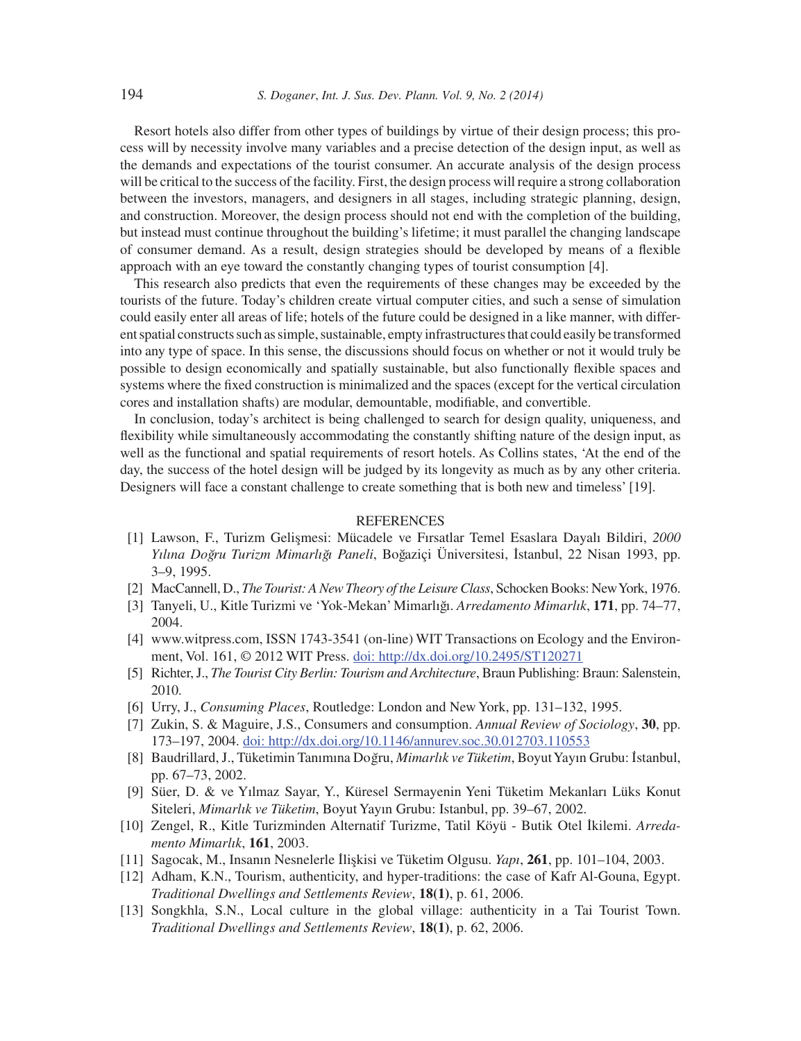Resort hotels also differ from other types of buildings by virtue of their design process; this process will by necessity involve many variables and a precise detection of the design input, as well as the demands and expectations of the tourist consumer. An accurate analysis of the design process will be critical to the success of the facility. First, the design process will require a strong collaboration between the investors, managers, and designers in all stages, including strategic planning, design, and construction. Moreover, the design process should not end with the completion of the building, but instead must continue throughout the building's lifetime; it must parallel the changing landscape of consumer demand. As a result, design strategies should be developed by means of a flexible approach with an eye toward the constantly changing types of tourist consumption [4].

This research also predicts that even the requirements of these changes may be exceeded by the tourists of the future. Today's children create virtual computer cities, and such a sense of simulation could easily enter all areas of life; hotels of the future could be designed in a like manner, with different spatial constructs such as simple, sustainable, empty infrastructures that could easily be transformed into any type of space. In this sense, the discussions should focus on whether or not it would truly be possible to design economically and spatially sustainable, but also functionally flexible spaces and systems where the fixed construction is minimalized and the spaces (except for the vertical circulation cores and installation shafts) are modular, demountable, modifiable, and convertible.

In conclusion, today's architect is being challenged to search for design quality, uniqueness, and flexibility while simultaneously accommodating the constantly shifting nature of the design input, as well as the functional and spatial requirements of resort hotels. As Collins states, 'At the end of the day, the success of the hotel design will be judged by its longevity as much as by any other criteria. Designers will face a constant challenge to create something that is both new and timeless' [19].

## REFERENCES

[1] Lawson, F., Turizm Gelişmesi: Mücadele ve Fırsatlar Temel Esaslara Dayalı Bildiri, *2000 Yılına Doğru Turizm Mimarlığı Paneli*, Boğaziçi Üniversitesi, İstanbul, 22 Nisan 1993, pp. 3–9, 1995.

[2] MacCannell, D., *The Tourist: A New Theory of the Leisure Class*, Schocken Books: New York, 1976.

[3] Tanyeli, U., Kitle Turizmi ve 'Yok-Mekan' Mimarlığı. *Arredamento Mimarlık*, **171**, pp. 74–77, 2004.

[4] www.witpress.com, ISSN 1743-3541 (on-line) WIT Transactions on Ecology and the Environment, Vol. 161, © 2012 WIT Press. doi: http://dx.doi.org/10.2495/ST120271

[5] Richter, J., *The Tourist City Berlin: Tourism and Architecture*, Braun Publishing: Braun: Salenstein, 2010.

[6] Urry, J., *Consuming Places*, Routledge: London and New York, pp. 131–132, 1995.

[7] Zukin, S. & Maguire, J.S., Consumers and consumption. *Annual Review of Sociology*, **30**, pp. 173–197, 2004. doi: http://dx.doi.org/10.1146/annurev.soc.30.012703.110553

[8] Baudrillard, J., Tüketimin Tanımına Doğru, *Mimarlık ve Tüketim*, Boyut Yayın Grubu: İstanbul, pp. 67–73, 2002.

[9] Süer, D. & ve Yılmaz Sayar, Y., Küresel Sermayenin Yeni Tüketim Mekanları Lüks Konut Siteleri, *Mimarlık ve Tüketim*, Boyut Yayın Grubu: Istanbul, pp. 39–67, 2002.

[10] Zengel, R., Kitle Turizminden Alternatif Turizme, Tatil Köyü - Butik Otel İkilemi. *Arredamento Mimarlık*, **161**, 2003.

[11] Sagocak, M., Insanın Nesnelerle İlişkisi ve Tüketim Olgusu. *Yapı*, **261**, pp. 101–104, 2003.

[12] Adham, K.N., Tourism, authenticity, and hyper-traditions: the case of Kafr Al-Gouna, Egypt. *Traditional Dwellings and Settlements Review*, **18(1)**, p. 61, 2006.

[13] Songkhla, S.N., Local culture in the global village: authenticity in a Tai Tourist Town. *Traditional Dwellings and Settlements Review*, **18(1)**, p. 62, 2006.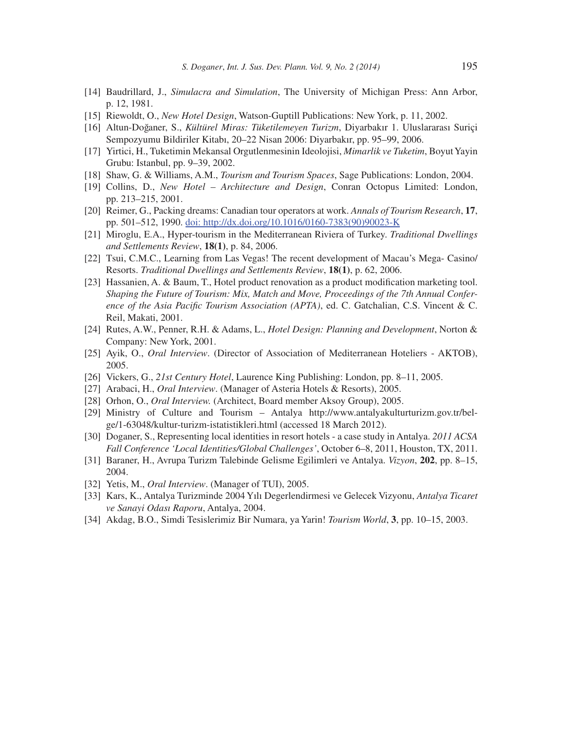[14] Baudrillard, J., *Simulacra and Simulation*, The University of Michigan Press: Ann Arbor, p. 12, 1981.

[15] Riewoldt, O., *New Hotel Design*, Watson-Guptill Publications: New York, p. 11, 2002.

[16] Altun-Doğaner, S., *Kültürel Miras: Tüketilemeyen Turizm*, Diyarbakır 1. Uluslararası Suriçi Sempozyumu Bildiriler Kitabı, 20–22 Nisan 2006: Diyarbakır, pp. 95–99, 2006.

[17] Yirtici, H., Tuketimin Mekansal Orgutlenmesinin Ideolojisi, *Mimarlik ve Tuketim*, Boyut Yayin Grubu: Istanbul, pp. 9–39, 2002.

[18] Shaw, G. & Williams, A.M., *Tourism and Tourism Spaces*, Sage Publications: London, 2004.

[19] Collins, D., *New Hotel – Architecture and Design*, Conran Octopus Limited: London, pp. 213–215, 2001.

[20] Reimer, G., Packing dreams: Canadian tour operators at work. *Annals of Tourism Research*, **17**, pp. 501–512, 1990. doi: http://dx.doi.org/10.1016/0160-7383(90)90023-K

[21] Miroglu, E.A., Hyper-tourism in the Mediterranean Riviera of Turkey. *Traditional Dwellings and Settlements Review*, **18(1)**, p. 84, 2006.

[22] Tsui, C.M.C., Learning from Las Vegas! The recent development of Macau's Mega- Casino/Resorts. *Traditional Dwellings and Settlements Review*, **18(1)**, p. 62, 2006.

[23] Hassanien, A. & Baum, T., Hotel product renovation as a product modification marketing tool. *Shaping the Future of Tourism: Mix, Match and Move, Proceedings of the 7th Annual Conference of the Asia Pacific Tourism Association (APTA)*, ed. C. Gatchalian, C.S. Vincent & C. Reil, Makati, 2001.

[24] Rutes, A.W., Penner, R.H. & Adams, L., *Hotel Design: Planning and Development*, Norton & Company: New York, 2001.

[25] Ayik, O., *Oral Interview*. (Director of Association of Mediterranean Hoteliers - AKTOB), 2005.

[26] Vickers, G., *21st Century Hotel*, Laurence King Publishing: London, pp. 8–11, 2005.

[27] Arabaci, H., *Oral Interview*. (Manager of Asteria Hotels & Resorts), 2005.

[28] Orhon, O., *Oral Interview.* (Architect, Board member Aksoy Group), 2005.

[29] Ministry of Culture and Tourism – Antalya http://www.antalyakulturturizm.gov.tr/belge/1-63048/kultur-turizm-istatistikleri.html (accessed 18 March 2012).

[30] Doganer, S., Representing local identities in resort hotels - a case study in Antalya. *2011 ACSA Fall Conference 'Local Identities/Global Challenges'*, October 6–8, 2011, Houston, TX, 2011.

[31] Baraner, H., Avrupa Turizm Talebinde Gelisme Egilimleri ve Antalya. *Vizyon*, **202**, pp. 8–15, 2004.

[32] Yetis, M., *Oral Interview*. (Manager of TUI), 2005.

[33] Kars, K., Antalya Turizminde 2004 Yılı Degerlendirmesi ve Gelecek Vizyonu, *Antalya Ticaret ve Sanayi Odası Raporu*, Antalya, 2004.

[34] Akdag, B.O., Simdi Tesislerimiz Bir Numara, ya Yarin! *Tourism World*, **3**, pp. 10–15, 2003.